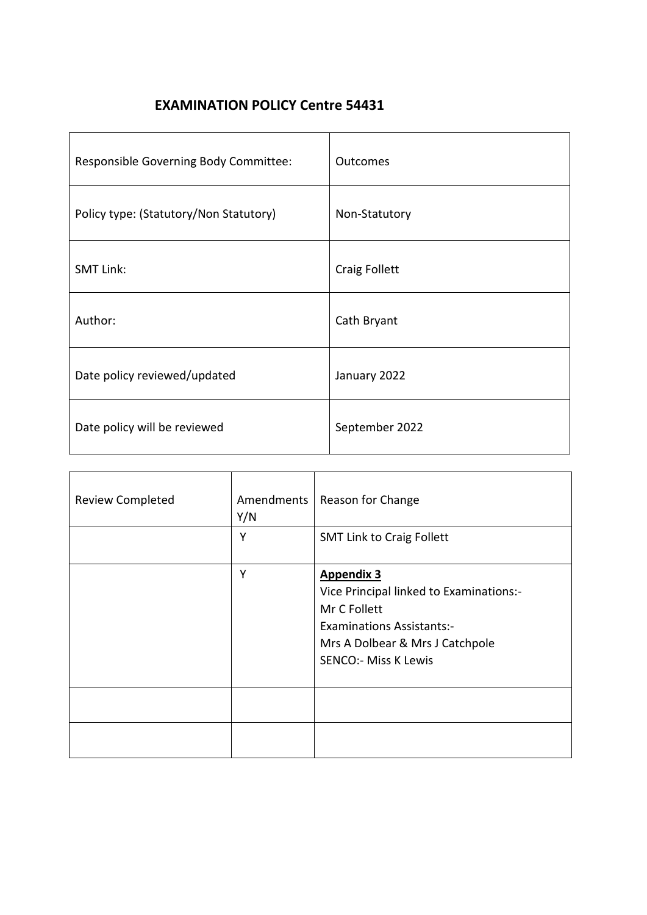# EXAMINATION POLICY Centre 54431

| Responsible Governing Body Committee: | Outcomes |
|---|---|
| Policy type: (Statutory/Non Statutory) | Non-Statutory |
| SMT Link: | Craig Follett |
| Author: | Cath Bryant |
| Date policy reviewed/updated | January 2022 |
| Date policy will be reviewed | September 2022 |

| Review Completed | Amendments Y/N | Reason for Change |
|---|---|---|
| | Y | SMT Link to Craig Follett |
| | Y | **Appendix 3**<br>Vice Principal linked to Examinations:-<br>Mr C Follett<br>Examinations Assistants:-<br>Mrs A Dolbear & Mrs J Catchpole<br>SENCO:- Miss K Lewis |
| | | |
| | | |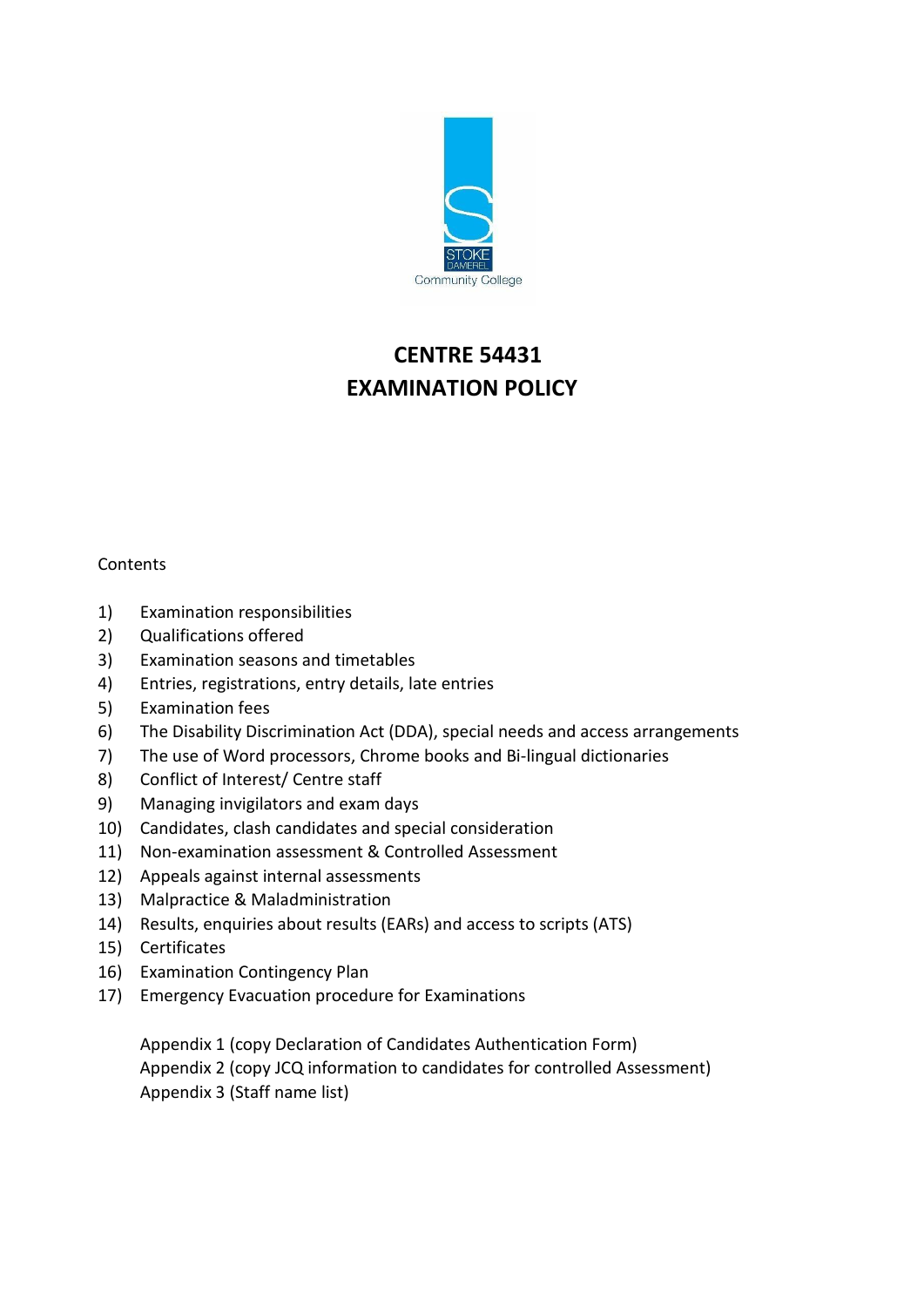STOKE DAMEREL Community College

# CENTRE 54431
# EXAMINATION POLICY

Contents

1) Examination responsibilities
2) Qualifications offered
3) Examination seasons and timetables
4) Entries, registrations, entry details, late entries
5) Examination fees
6) The Disability Discrimination Act (DDA), special needs and access arrangements
7) The use of Word processors, Chrome books and Bi-lingual dictionaries
8) Conflict of Interest/ Centre staff
9) Managing invigilators and exam days
10) Candidates, clash candidates and special consideration
11) Non-examination assessment & Controlled Assessment
12) Appeals against internal assessments
13) Malpractice & Maladministration
14) Results, enquiries about results (EARs) and access to scripts (ATS)
15) Certificates
16) Examination Contingency Plan
17) Emergency Evacuation procedure for Examinations

Appendix 1 (copy Declaration of Candidates Authentication Form)
Appendix 2 (copy JCQ information to candidates for controlled Assessment)
Appendix 3 (Staff name list)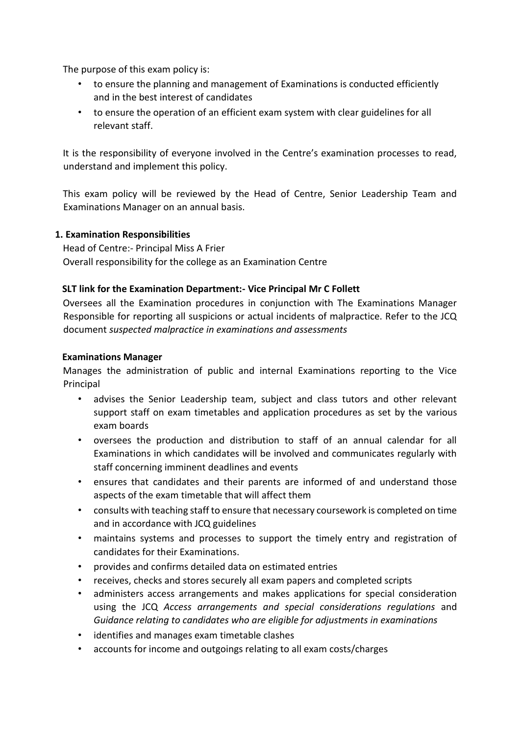The purpose of this exam policy is:

- to ensure the planning and management of Examinations is conducted efficiently and in the best interest of candidates
- to ensure the operation of an efficient exam system with clear guidelines for all relevant staff.

It is the responsibility of everyone involved in the Centre's examination processes to read, understand and implement this policy.

This exam policy will be reviewed by the Head of Centre, Senior Leadership Team and Examinations Manager on an annual basis.

## 1. Examination Responsibilities

Head of Centre:- Principal Miss A Frier
Overall responsibility for the college as an Examination Centre

**SLT link for the Examination Department:- Vice Principal Mr C Follett**

Oversees all the Examination procedures in conjunction with The Examinations Manager Responsible for reporting all suspicions or actual incidents of malpractice. Refer to the JCQ document *suspected malpractice in examinations and assessments*

**Examinations Manager**

Manages the administration of public and internal Examinations reporting to the Vice Principal

- advises the Senior Leadership team, subject and class tutors and other relevant support staff on exam timetables and application procedures as set by the various exam boards
- oversees the production and distribution to staff of an annual calendar for all Examinations in which candidates will be involved and communicates regularly with staff concerning imminent deadlines and events
- ensures that candidates and their parents are informed of and understand those aspects of the exam timetable that will affect them
- consults with teaching staff to ensure that necessary coursework is completed on time and in accordance with JCQ guidelines
- maintains systems and processes to support the timely entry and registration of candidates for their Examinations.
- provides and confirms detailed data on estimated entries
- receives, checks and stores securely all exam papers and completed scripts
- administers access arrangements and makes applications for special consideration using the JCQ *Access arrangements and special considerations regulations* and *Guidance relating to candidates who are eligible for adjustments in examinations*
- identifies and manages exam timetable clashes
- accounts for income and outgoings relating to all exam costs/charges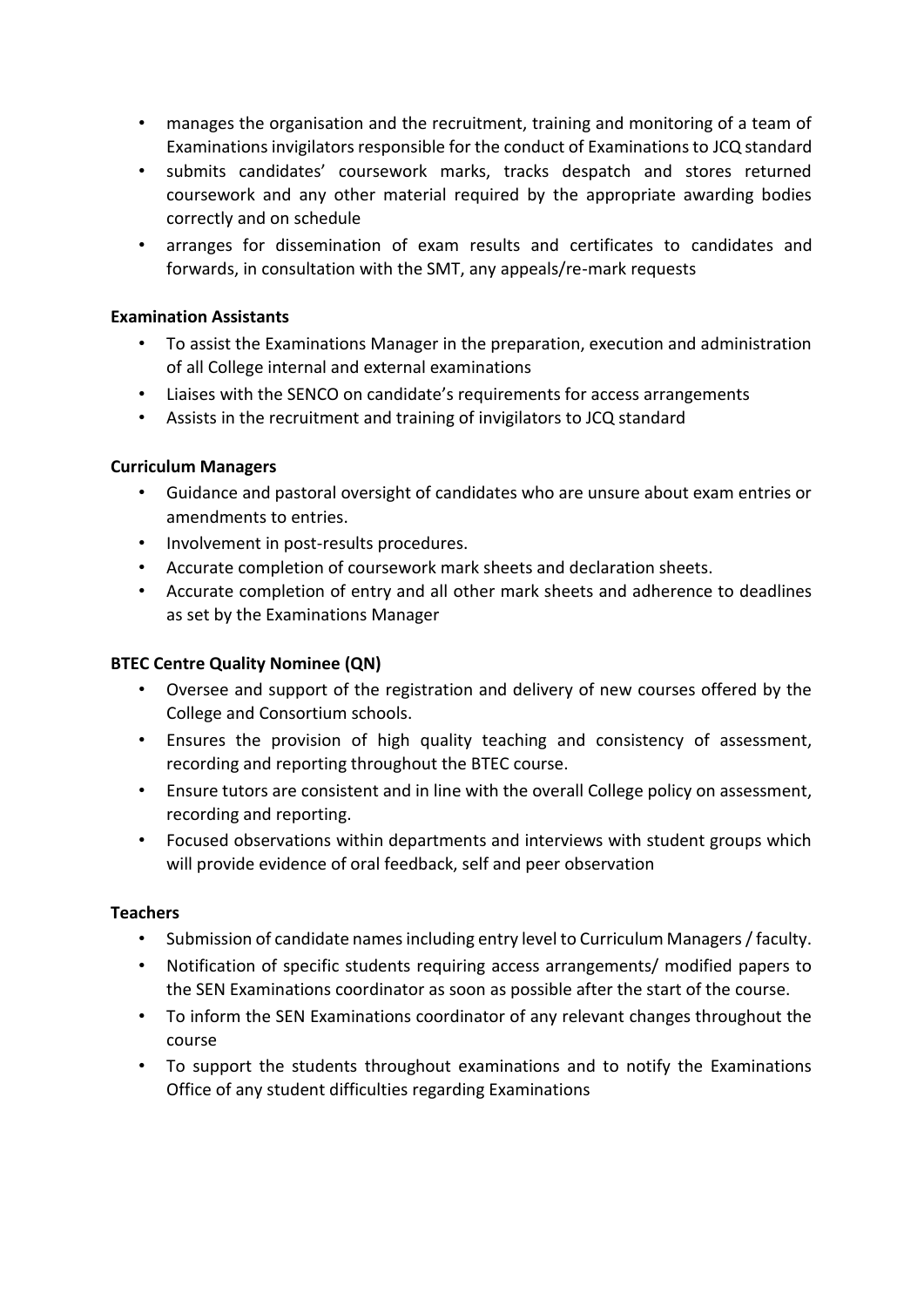- manages the organisation and the recruitment, training and monitoring of a team of Examinations invigilators responsible for the conduct of Examinations to JCQ standard
- submits candidates' coursework marks, tracks despatch and stores returned coursework and any other material required by the appropriate awarding bodies correctly and on schedule
- arranges for dissemination of exam results and certificates to candidates and forwards, in consultation with the SMT, any appeals/re-mark requests

**Examination Assistants**

- To assist the Examinations Manager in the preparation, execution and administration of all College internal and external examinations
- Liaises with the SENCO on candidate's requirements for access arrangements
- Assists in the recruitment and training of invigilators to JCQ standard

**Curriculum Managers**

- Guidance and pastoral oversight of candidates who are unsure about exam entries or amendments to entries.
- Involvement in post-results procedures.
- Accurate completion of coursework mark sheets and declaration sheets.
- Accurate completion of entry and all other mark sheets and adherence to deadlines as set by the Examinations Manager

**BTEC Centre Quality Nominee (QN)**

- Oversee and support of the registration and delivery of new courses offered by the College and Consortium schools.
- Ensures the provision of high quality teaching and consistency of assessment, recording and reporting throughout the BTEC course.
- Ensure tutors are consistent and in line with the overall College policy on assessment, recording and reporting.
- Focused observations within departments and interviews with student groups which will provide evidence of oral feedback, self and peer observation

**Teachers**

- Submission of candidate names including entry level to Curriculum Managers / faculty.
- Notification of specific students requiring access arrangements/ modified papers to the SEN Examinations coordinator as soon as possible after the start of the course.
- To inform the SEN Examinations coordinator of any relevant changes throughout the course
- To support the students throughout examinations and to notify the Examinations Office of any student difficulties regarding Examinations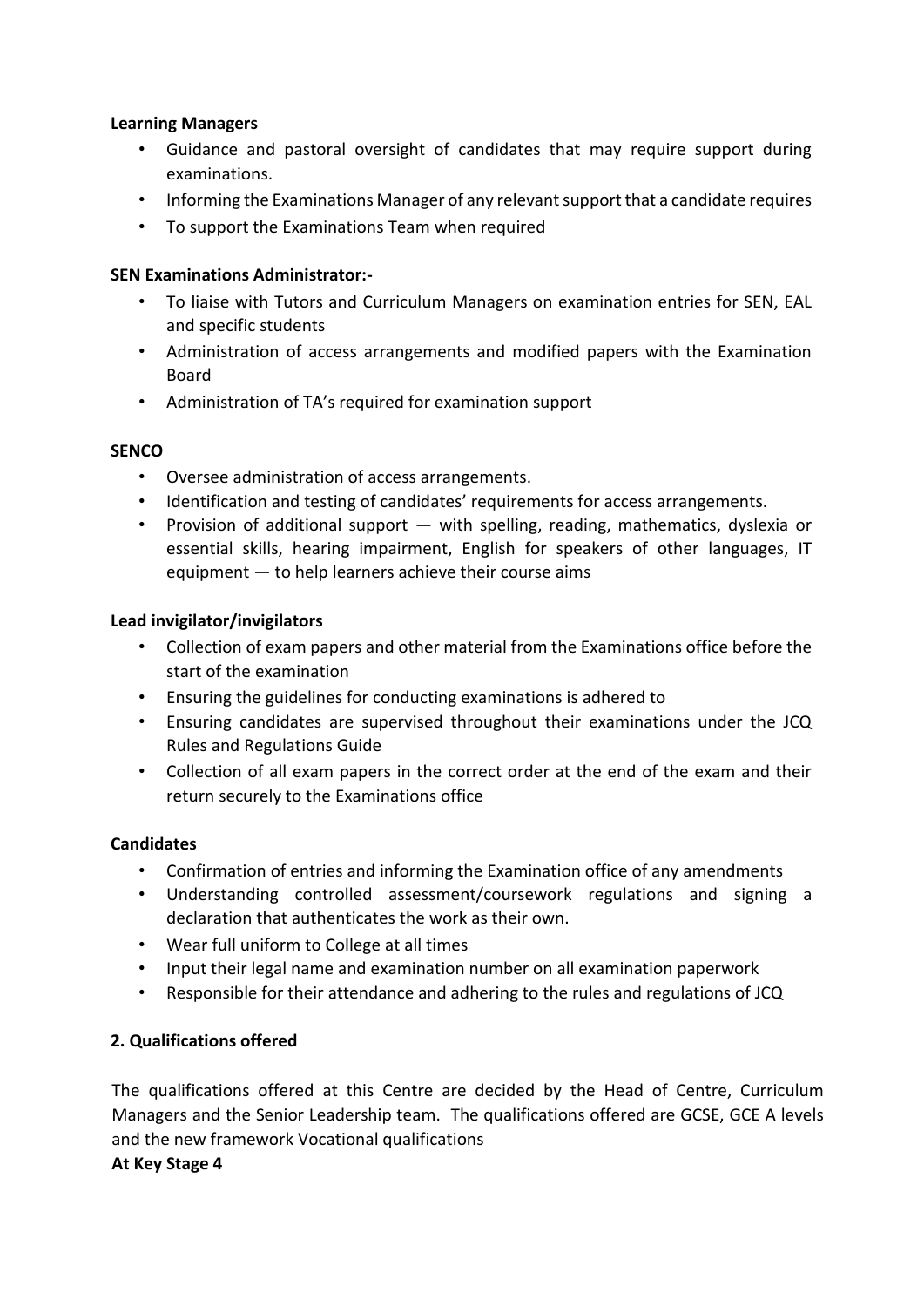**Learning Managers**

- Guidance and pastoral oversight of candidates that may require support during examinations.
- Informing the Examinations Manager of any relevant support that a candidate requires
- To support the Examinations Team when required

**SEN Examinations Administrator:-**

- To liaise with Tutors and Curriculum Managers on examination entries for SEN, EAL and specific students
- Administration of access arrangements and modified papers with the Examination Board
- Administration of TA's required for examination support

**SENCO**

- Oversee administration of access arrangements.
- Identification and testing of candidates' requirements for access arrangements.
- Provision of additional support — with spelling, reading, mathematics, dyslexia or essential skills, hearing impairment, English for speakers of other languages, IT equipment — to help learners achieve their course aims

**Lead invigilator/invigilators**

- Collection of exam papers and other material from the Examinations office before the start of the examination
- Ensuring the guidelines for conducting examinations is adhered to
- Ensuring candidates are supervised throughout their examinations under the JCQ Rules and Regulations Guide
- Collection of all exam papers in the correct order at the end of the exam and their return securely to the Examinations office

**Candidates**

- Confirmation of entries and informing the Examination office of any amendments
- Understanding controlled assessment/coursework regulations and signing a declaration that authenticates the work as their own.
- Wear full uniform to College at all times
- Input their legal name and examination number on all examination paperwork
- Responsible for their attendance and adhering to the rules and regulations of JCQ

## 2. Qualifications offered

The qualifications offered at this Centre are decided by the Head of Centre, Curriculum Managers and the Senior Leadership team. The qualifications offered are GCSE, GCE A levels and the new framework Vocational qualifications

**At Key Stage 4**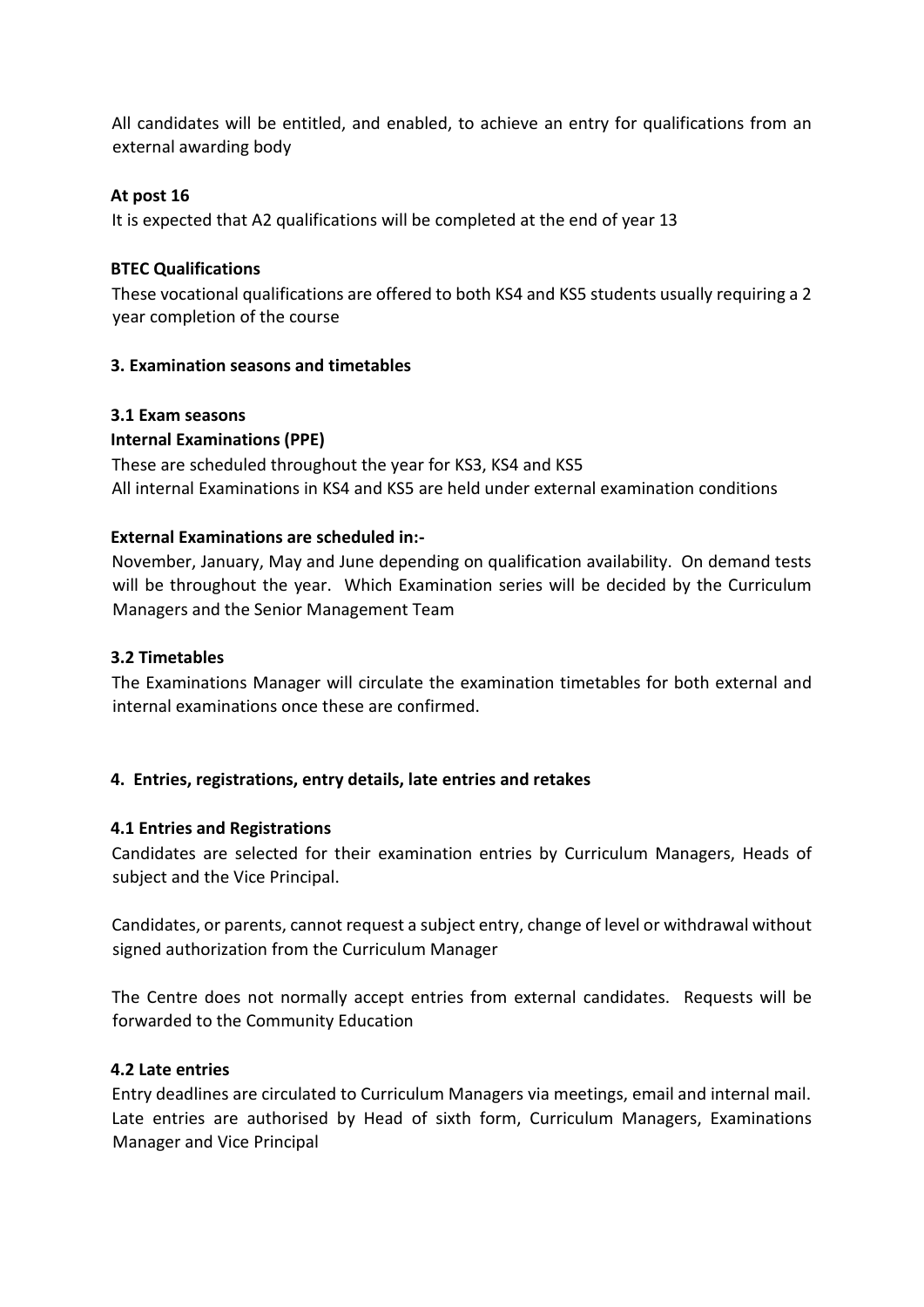All candidates will be entitled, and enabled, to achieve an entry for qualifications from an external awarding body

**At post 16**

It is expected that A2 qualifications will be completed at the end of year 13

**BTEC Qualifications**

These vocational qualifications are offered to both KS4 and KS5 students usually requiring a 2 year completion of the course

## 3. Examination seasons and timetables

### 3.1 Exam seasons

**Internal Examinations (PPE)**

These are scheduled throughout the year for KS3, KS4 and KS5
All internal Examinations in KS4 and KS5 are held under external examination conditions

**External Examinations are scheduled in:-**

November, January, May and June depending on qualification availability. On demand tests will be throughout the year. Which Examination series will be decided by the Curriculum Managers and the Senior Management Team

### 3.2 Timetables

The Examinations Manager will circulate the examination timetables for both external and internal examinations once these are confirmed.

## 4. Entries, registrations, entry details, late entries and retakes

### 4.1 Entries and Registrations

Candidates are selected for their examination entries by Curriculum Managers, Heads of subject and the Vice Principal.

Candidates, or parents, cannot request a subject entry, change of level or withdrawal without signed authorization from the Curriculum Manager

The Centre does not normally accept entries from external candidates. Requests will be forwarded to the Community Education

### 4.2 Late entries

Entry deadlines are circulated to Curriculum Managers via meetings, email and internal mail. Late entries are authorised by Head of sixth form, Curriculum Managers, Examinations Manager and Vice Principal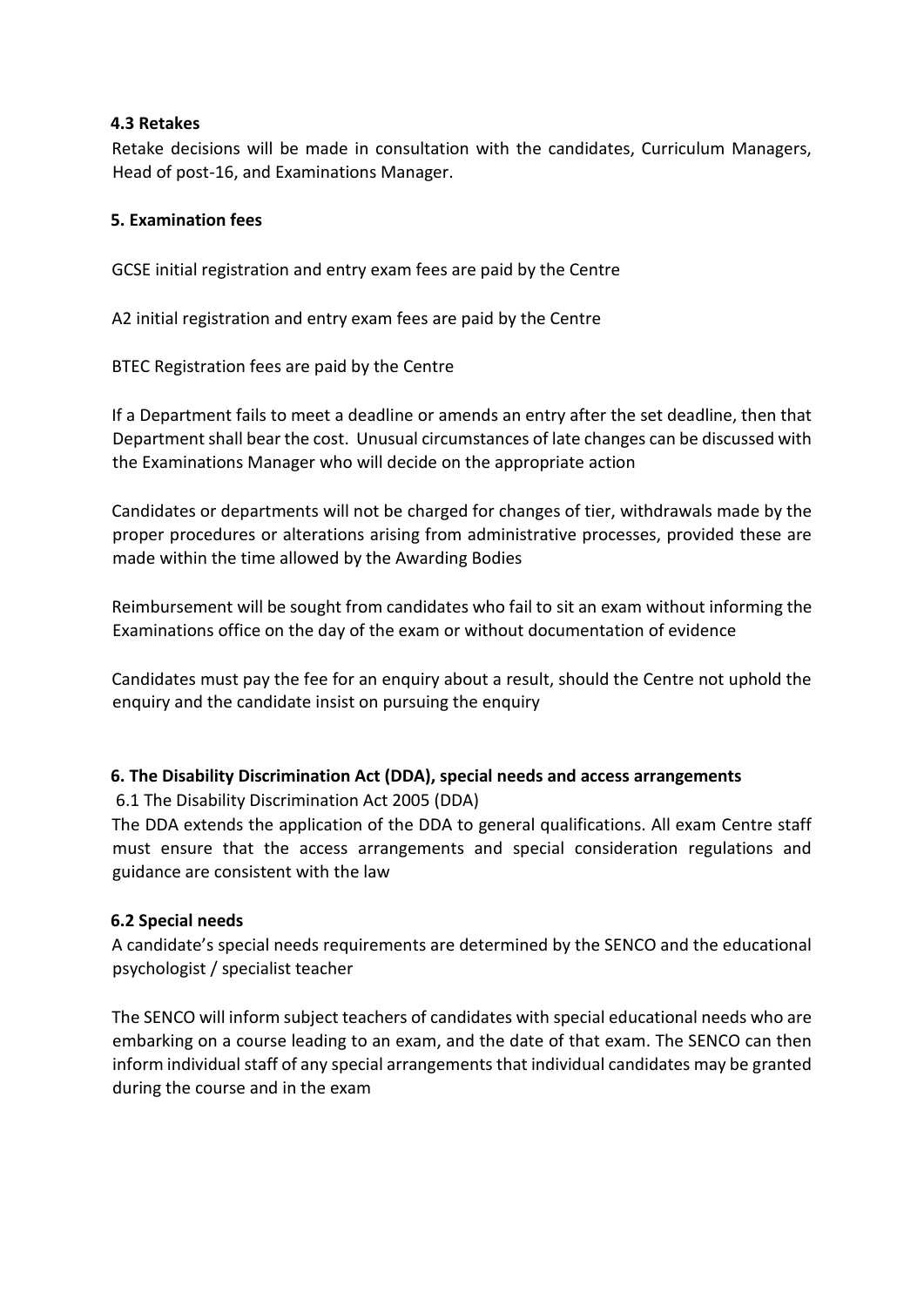### 4.3 Retakes

Retake decisions will be made in consultation with the candidates, Curriculum Managers, Head of post-16, and Examinations Manager.

## 5. Examination fees

GCSE initial registration and entry exam fees are paid by the Centre

A2 initial registration and entry exam fees are paid by the Centre

BTEC Registration fees are paid by the Centre

If a Department fails to meet a deadline or amends an entry after the set deadline, then that Department shall bear the cost. Unusual circumstances of late changes can be discussed with the Examinations Manager who will decide on the appropriate action

Candidates or departments will not be charged for changes of tier, withdrawals made by the proper procedures or alterations arising from administrative processes, provided these are made within the time allowed by the Awarding Bodies

Reimbursement will be sought from candidates who fail to sit an exam without informing the Examinations office on the day of the exam or without documentation of evidence

Candidates must pay the fee for an enquiry about a result, should the Centre not uphold the enquiry and the candidate insist on pursuing the enquiry

## 6. The Disability Discrimination Act (DDA), special needs and access arrangements

6.1 The Disability Discrimination Act 2005 (DDA)

The DDA extends the application of the DDA to general qualifications. All exam Centre staff must ensure that the access arrangements and special consideration regulations and guidance are consistent with the law

### 6.2 Special needs

A candidate's special needs requirements are determined by the SENCO and the educational psychologist / specialist teacher

The SENCO will inform subject teachers of candidates with special educational needs who are embarking on a course leading to an exam, and the date of that exam. The SENCO can then inform individual staff of any special arrangements that individual candidates may be granted during the course and in the exam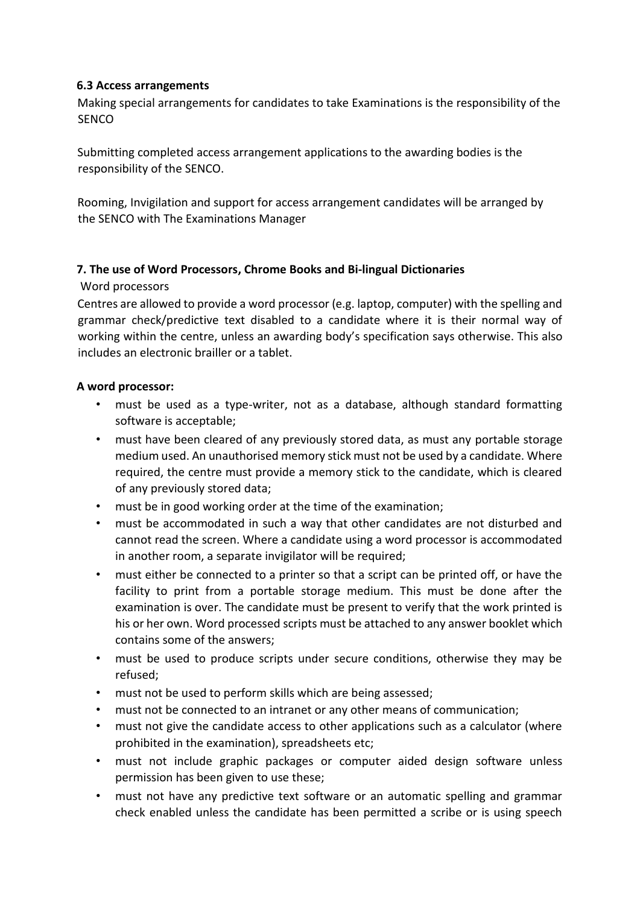### 6.3 Access arrangements

Making special arrangements for candidates to take Examinations is the responsibility of the SENCO

Submitting completed access arrangement applications to the awarding bodies is the responsibility of the SENCO.

Rooming, Invigilation and support for access arrangement candidates will be arranged by the SENCO with The Examinations Manager

## 7. The use of Word Processors, Chrome Books and Bi-lingual Dictionaries

Word processors

Centres are allowed to provide a word processor (e.g. laptop, computer) with the spelling and grammar check/predictive text disabled to a candidate where it is their normal way of working within the centre, unless an awarding body's specification says otherwise. This also includes an electronic brailler or a tablet.

**A word processor:**

- must be used as a type-writer, not as a database, although standard formatting software is acceptable;
- must have been cleared of any previously stored data, as must any portable storage medium used. An unauthorised memory stick must not be used by a candidate. Where required, the centre must provide a memory stick to the candidate, which is cleared of any previously stored data;
- must be in good working order at the time of the examination;
- must be accommodated in such a way that other candidates are not disturbed and cannot read the screen. Where a candidate using a word processor is accommodated in another room, a separate invigilator will be required;
- must either be connected to a printer so that a script can be printed off, or have the facility to print from a portable storage medium. This must be done after the examination is over. The candidate must be present to verify that the work printed is his or her own. Word processed scripts must be attached to any answer booklet which contains some of the answers;
- must be used to produce scripts under secure conditions, otherwise they may be refused;
- must not be used to perform skills which are being assessed;
- must not be connected to an intranet or any other means of communication;
- must not give the candidate access to other applications such as a calculator (where prohibited in the examination), spreadsheets etc;
- must not include graphic packages or computer aided design software unless permission has been given to use these;
- must not have any predictive text software or an automatic spelling and grammar check enabled unless the candidate has been permitted a scribe or is using speech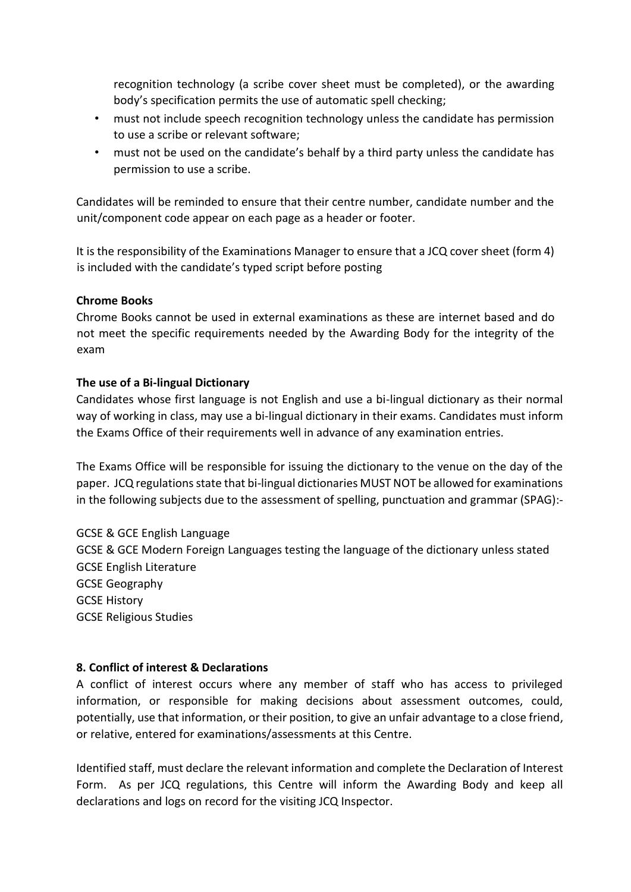recognition technology (a scribe cover sheet must be completed), or the awarding body's specification permits the use of automatic spell checking;

- must not include speech recognition technology unless the candidate has permission to use a scribe or relevant software;
- must not be used on the candidate's behalf by a third party unless the candidate has permission to use a scribe.

Candidates will be reminded to ensure that their centre number, candidate number and the unit/component code appear on each page as a header or footer.

It is the responsibility of the Examinations Manager to ensure that a JCQ cover sheet (form 4) is included with the candidate's typed script before posting

**Chrome Books**

Chrome Books cannot be used in external examinations as these are internet based and do not meet the specific requirements needed by the Awarding Body for the integrity of the exam

**The use of a Bi-lingual Dictionary**

Candidates whose first language is not English and use a bi-lingual dictionary as their normal way of working in class, may use a bi-lingual dictionary in their exams. Candidates must inform the Exams Office of their requirements well in advance of any examination entries.

The Exams Office will be responsible for issuing the dictionary to the venue on the day of the paper. JCQ regulations state that bi-lingual dictionaries MUST NOT be allowed for examinations in the following subjects due to the assessment of spelling, punctuation and grammar (SPAG):-

GCSE & GCE English Language
GCSE & GCE Modern Foreign Languages testing the language of the dictionary unless stated
GCSE English Literature
GCSE Geography
GCSE History
GCSE Religious Studies

## 8. Conflict of interest & Declarations

A conflict of interest occurs where any member of staff who has access to privileged information, or responsible for making decisions about assessment outcomes, could, potentially, use that information, or their position, to give an unfair advantage to a close friend, or relative, entered for examinations/assessments at this Centre.

Identified staff, must declare the relevant information and complete the Declaration of Interest Form. As per JCQ regulations, this Centre will inform the Awarding Body and keep all declarations and logs on record for the visiting JCQ Inspector.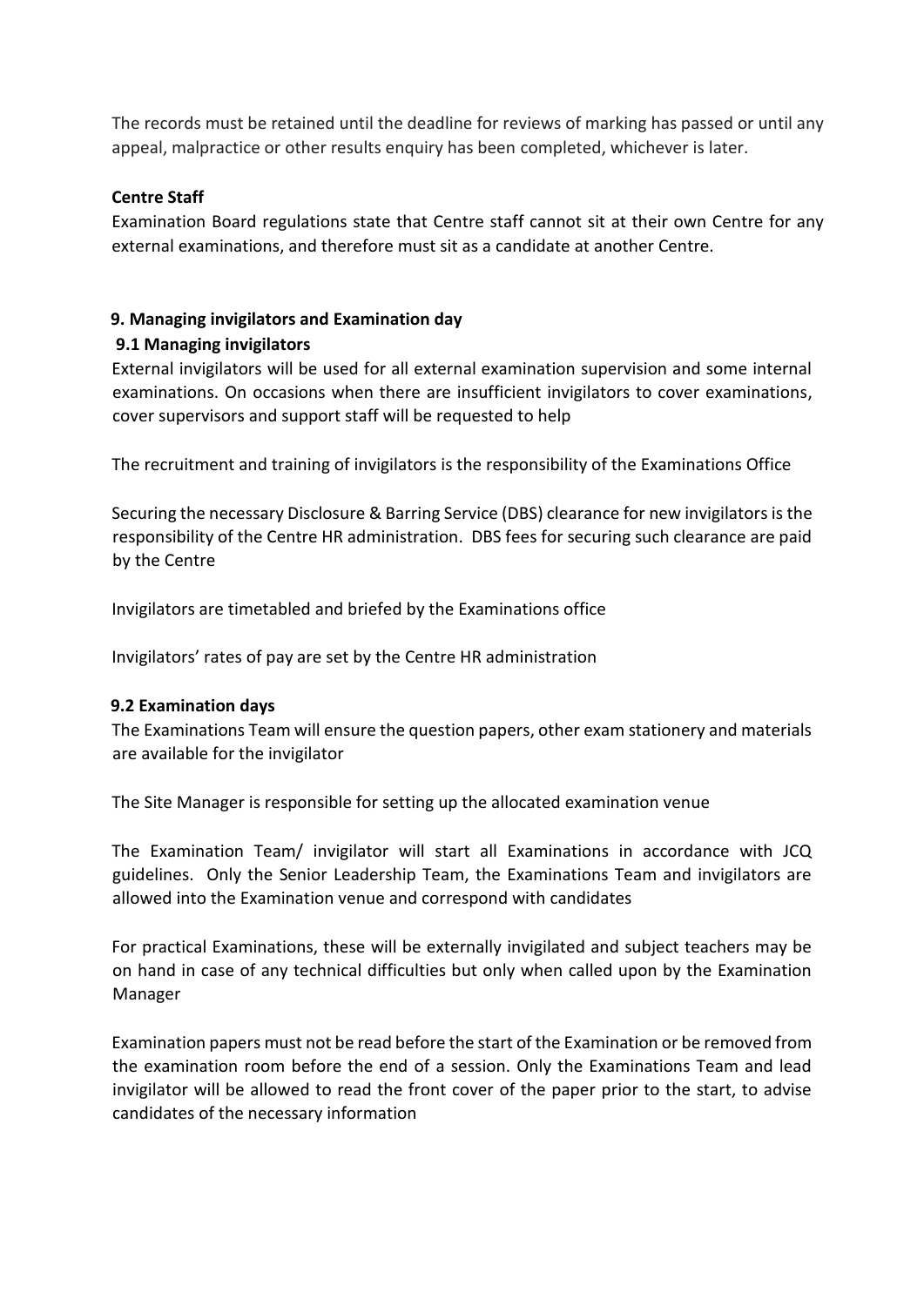The records must be retained until the deadline for reviews of marking has passed or until any appeal, malpractice or other results enquiry has been completed, whichever is later.

**Centre Staff**

Examination Board regulations state that Centre staff cannot sit at their own Centre for any external examinations, and therefore must sit as a candidate at another Centre.

## 9. Managing invigilators and Examination day

### 9.1 Managing invigilators

External invigilators will be used for all external examination supervision and some internal examinations. On occasions when there are insufficient invigilators to cover examinations, cover supervisors and support staff will be requested to help

The recruitment and training of invigilators is the responsibility of the Examinations Office

Securing the necessary Disclosure & Barring Service (DBS) clearance for new invigilators is the responsibility of the Centre HR administration. DBS fees for securing such clearance are paid by the Centre

Invigilators are timetabled and briefed by the Examinations office

Invigilators' rates of pay are set by the Centre HR administration

### 9.2 Examination days

The Examinations Team will ensure the question papers, other exam stationery and materials are available for the invigilator

The Site Manager is responsible for setting up the allocated examination venue

The Examination Team/ invigilator will start all Examinations in accordance with JCQ guidelines. Only the Senior Leadership Team, the Examinations Team and invigilators are allowed into the Examination venue and correspond with candidates

For practical Examinations, these will be externally invigilated and subject teachers may be on hand in case of any technical difficulties but only when called upon by the Examination Manager

Examination papers must not be read before the start of the Examination or be removed from the examination room before the end of a session. Only the Examinations Team and lead invigilator will be allowed to read the front cover of the paper prior to the start, to advise candidates of the necessary information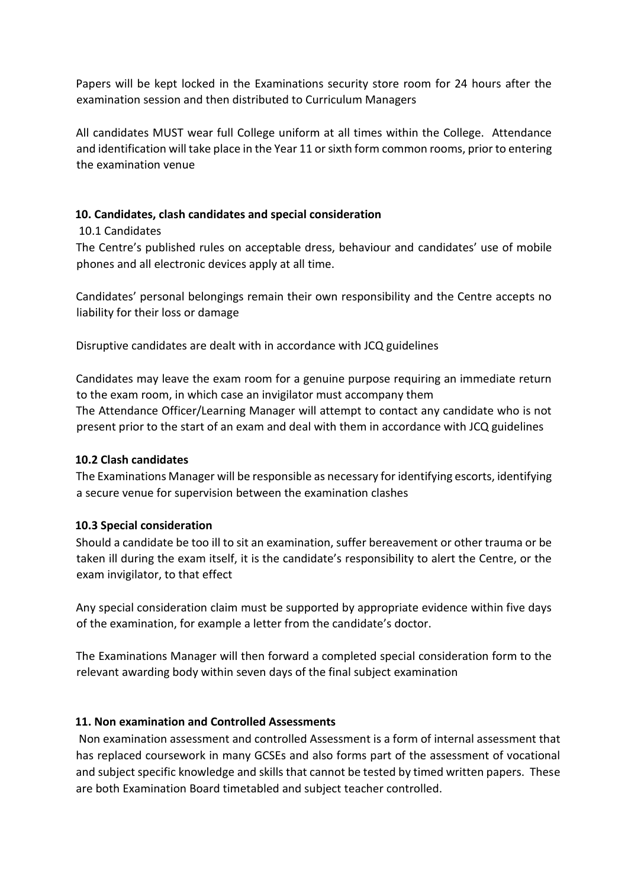Papers will be kept locked in the Examinations security store room for 24 hours after the examination session and then distributed to Curriculum Managers

All candidates MUST wear full College uniform at all times within the College. Attendance and identification will take place in the Year 11 or sixth form common rooms, prior to entering the examination venue

## 10. Candidates, clash candidates and special consideration

10.1 Candidates

The Centre's published rules on acceptable dress, behaviour and candidates' use of mobile phones and all electronic devices apply at all time.

Candidates' personal belongings remain their own responsibility and the Centre accepts no liability for their loss or damage

Disruptive candidates are dealt with in accordance with JCQ guidelines

Candidates may leave the exam room for a genuine purpose requiring an immediate return to the exam room, in which case an invigilator must accompany them
The Attendance Officer/Learning Manager will attempt to contact any candidate who is not present prior to the start of an exam and deal with them in accordance with JCQ guidelines

### 10.2 Clash candidates

The Examinations Manager will be responsible as necessary for identifying escorts, identifying a secure venue for supervision between the examination clashes

### 10.3 Special consideration

Should a candidate be too ill to sit an examination, suffer bereavement or other trauma or be taken ill during the exam itself, it is the candidate's responsibility to alert the Centre, or the exam invigilator, to that effect

Any special consideration claim must be supported by appropriate evidence within five days of the examination, for example a letter from the candidate's doctor.

The Examinations Manager will then forward a completed special consideration form to the relevant awarding body within seven days of the final subject examination

## 11. Non examination and Controlled Assessments

Non examination assessment and controlled Assessment is a form of internal assessment that has replaced coursework in many GCSEs and also forms part of the assessment of vocational and subject specific knowledge and skills that cannot be tested by timed written papers. These are both Examination Board timetabled and subject teacher controlled.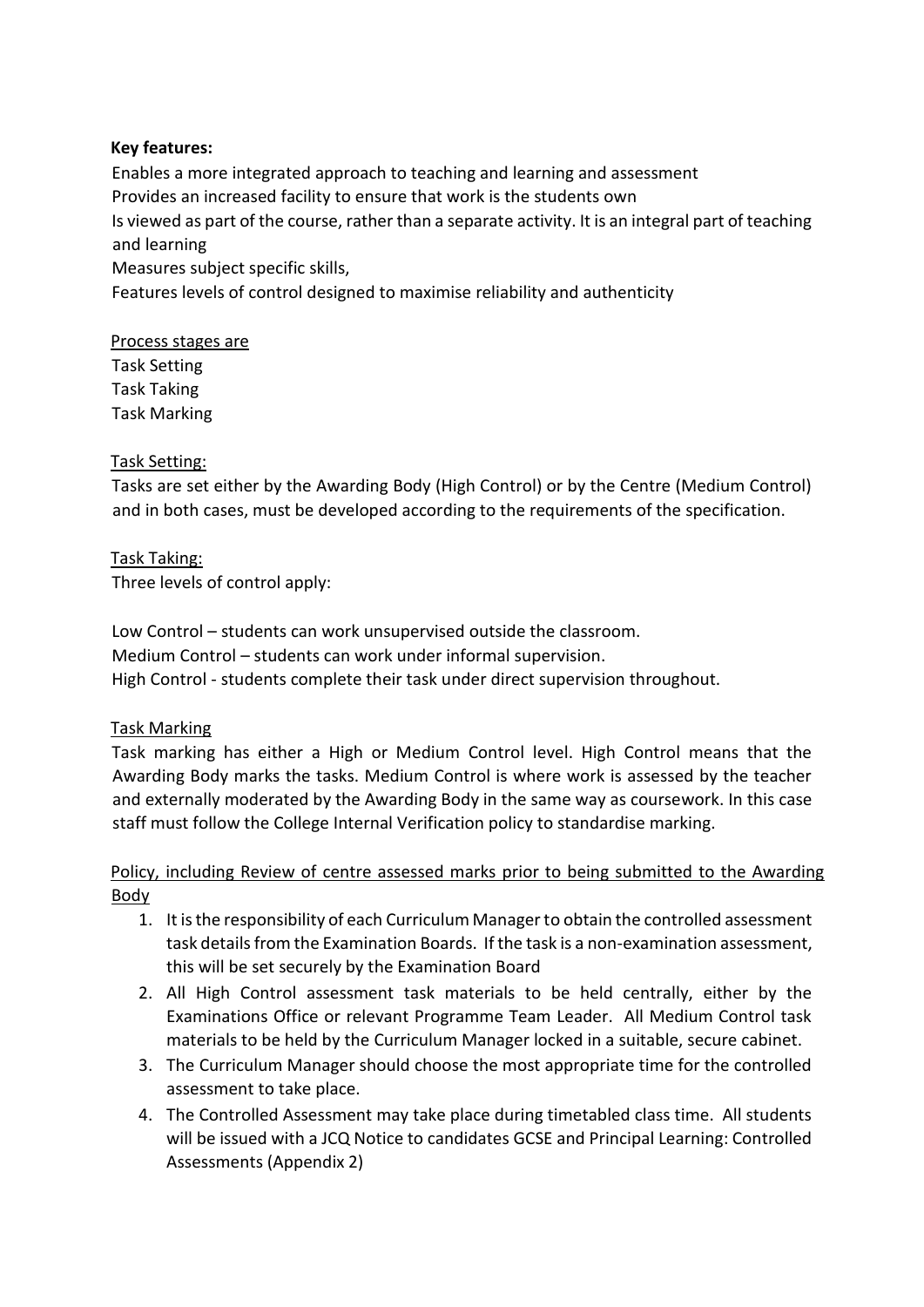**Key features:**

Enables a more integrated approach to teaching and learning and assessment
Provides an increased facility to ensure that work is the students own
Is viewed as part of the course, rather than a separate activity. It is an integral part of teaching and learning
Measures subject specific skills,
Features levels of control designed to maximise reliability and authenticity

<u>Process stages are</u>
Task Setting
Task Taking
Task Marking

<u>Task Setting:</u>
Tasks are set either by the Awarding Body (High Control) or by the Centre (Medium Control) and in both cases, must be developed according to the requirements of the specification.

<u>Task Taking:</u>
Three levels of control apply:

Low Control – students can work unsupervised outside the classroom.
Medium Control – students can work under informal supervision.
High Control - students complete their task under direct supervision throughout.

<u>Task Marking</u>
Task marking has either a High or Medium Control level. High Control means that the Awarding Body marks the tasks. Medium Control is where work is assessed by the teacher and externally moderated by the Awarding Body in the same way as coursework. In this case staff must follow the College Internal Verification policy to standardise marking.

<u>Policy, including Review of centre assessed marks prior to being submitted to the Awarding Body</u>

1. It is the responsibility of each Curriculum Manager to obtain the controlled assessment task details from the Examination Boards. If the task is a non-examination assessment, this will be set securely by the Examination Board
2. All High Control assessment task materials to be held centrally, either by the Examinations Office or relevant Programme Team Leader. All Medium Control task materials to be held by the Curriculum Manager locked in a suitable, secure cabinet.
3. The Curriculum Manager should choose the most appropriate time for the controlled assessment to take place.
4. The Controlled Assessment may take place during timetabled class time. All students will be issued with a JCQ Notice to candidates GCSE and Principal Learning: Controlled Assessments (Appendix 2)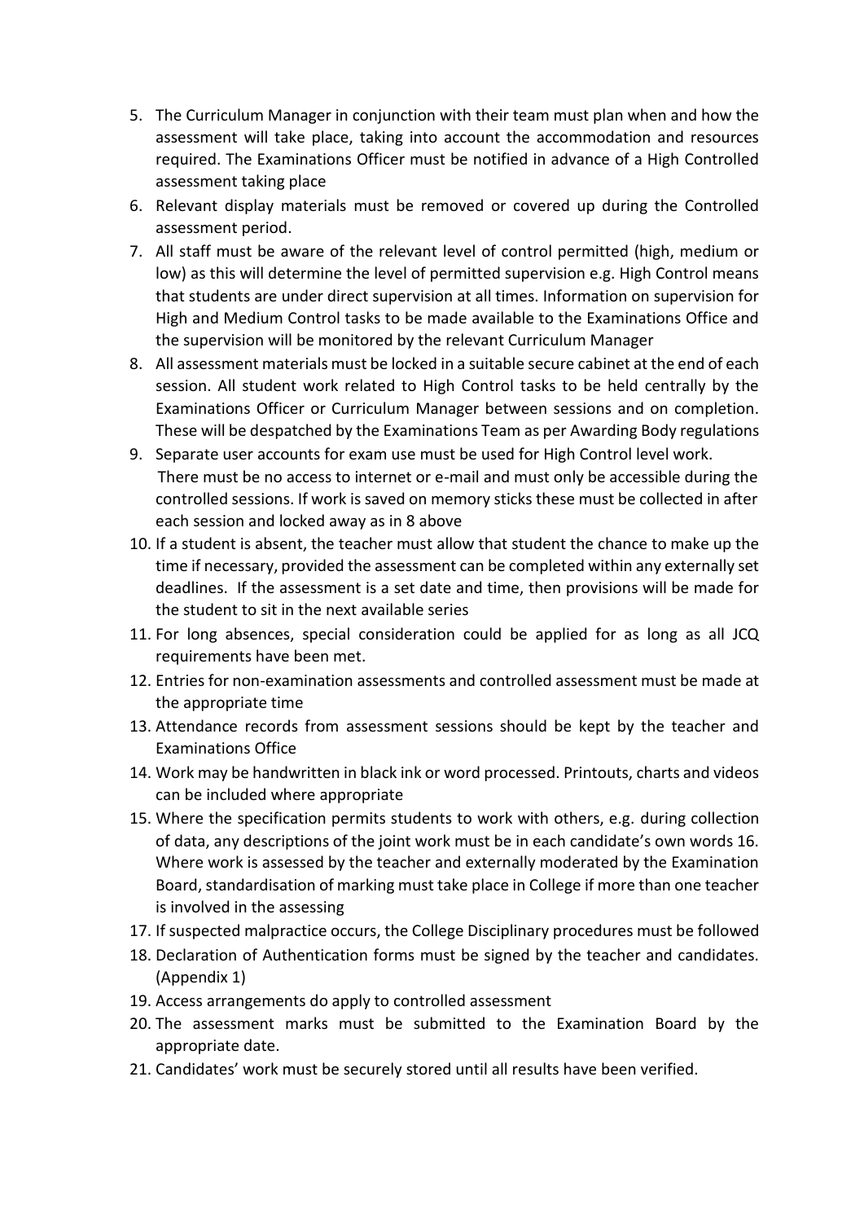5. The Curriculum Manager in conjunction with their team must plan when and how the assessment will take place, taking into account the accommodation and resources required. The Examinations Officer must be notified in advance of a High Controlled assessment taking place
6. Relevant display materials must be removed or covered up during the Controlled assessment period.
7. All staff must be aware of the relevant level of control permitted (high, medium or low) as this will determine the level of permitted supervision e.g. High Control means that students are under direct supervision at all times. Information on supervision for High and Medium Control tasks to be made available to the Examinations Office and the supervision will be monitored by the relevant Curriculum Manager
8. All assessment materials must be locked in a suitable secure cabinet at the end of each session. All student work related to High Control tasks to be held centrally by the Examinations Officer or Curriculum Manager between sessions and on completion. These will be despatched by the Examinations Team as per Awarding Body regulations
9. Separate user accounts for exam use must be used for High Control level work. There must be no access to internet or e-mail and must only be accessible during the controlled sessions. If work is saved on memory sticks these must be collected in after each session and locked away as in 8 above
10. If a student is absent, the teacher must allow that student the chance to make up the time if necessary, provided the assessment can be completed within any externally set deadlines. If the assessment is a set date and time, then provisions will be made for the student to sit in the next available series
11. For long absences, special consideration could be applied for as long as all JCQ requirements have been met.
12. Entries for non-examination assessments and controlled assessment must be made at the appropriate time
13. Attendance records from assessment sessions should be kept by the teacher and Examinations Office
14. Work may be handwritten in black ink or word processed. Printouts, charts and videos can be included where appropriate
15. Where the specification permits students to work with others, e.g. during collection of data, any descriptions of the joint work must be in each candidate's own words 16. Where work is assessed by the teacher and externally moderated by the Examination Board, standardisation of marking must take place in College if more than one teacher is involved in the assessing
17. If suspected malpractice occurs, the College Disciplinary procedures must be followed
18. Declaration of Authentication forms must be signed by the teacher and candidates. (Appendix 1)
19. Access arrangements do apply to controlled assessment
20. The assessment marks must be submitted to the Examination Board by the appropriate date.
21. Candidates' work must be securely stored until all results have been verified.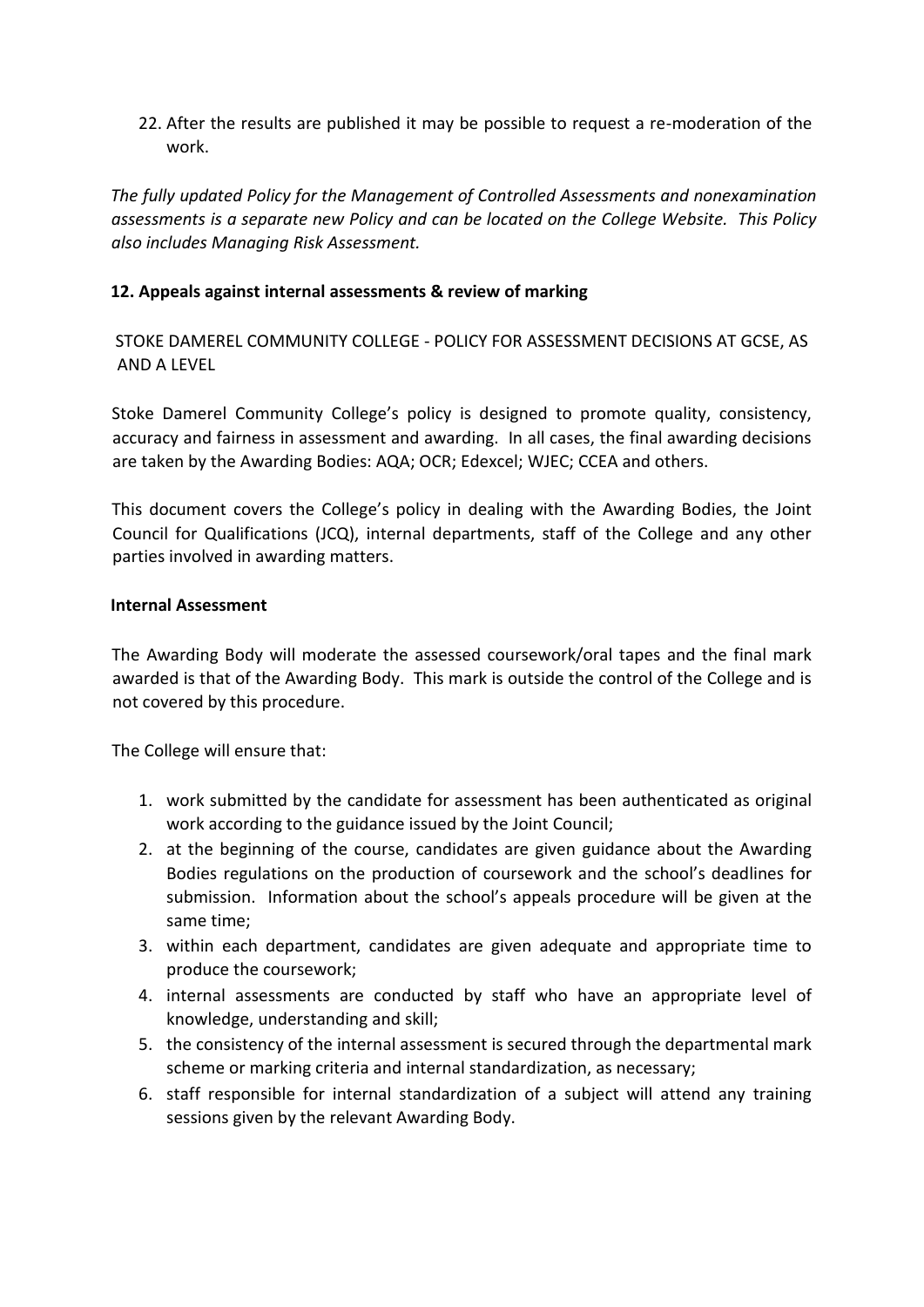22. After the results are published it may be possible to request a re-moderation of the work.

*The fully updated Policy for the Management of Controlled Assessments and nonexamination assessments is a separate new Policy and can be located on the College Website. This Policy also includes Managing Risk Assessment.*

## 12. Appeals against internal assessments & review of marking

STOKE DAMEREL COMMUNITY COLLEGE - POLICY FOR ASSESSMENT DECISIONS AT GCSE, AS AND A LEVEL

Stoke Damerel Community College's policy is designed to promote quality, consistency, accuracy and fairness in assessment and awarding. In all cases, the final awarding decisions are taken by the Awarding Bodies: AQA; OCR; Edexcel; WJEC; CCEA and others.

This document covers the College's policy in dealing with the Awarding Bodies, the Joint Council for Qualifications (JCQ), internal departments, staff of the College and any other parties involved in awarding matters.

### Internal Assessment

The Awarding Body will moderate the assessed coursework/oral tapes and the final mark awarded is that of the Awarding Body. This mark is outside the control of the College and is not covered by this procedure.

The College will ensure that:

1. work submitted by the candidate for assessment has been authenticated as original work according to the guidance issued by the Joint Council;
2. at the beginning of the course, candidates are given guidance about the Awarding Bodies regulations on the production of coursework and the school's deadlines for submission. Information about the school's appeals procedure will be given at the same time;
3. within each department, candidates are given adequate and appropriate time to produce the coursework;
4. internal assessments are conducted by staff who have an appropriate level of knowledge, understanding and skill;
5. the consistency of the internal assessment is secured through the departmental mark scheme or marking criteria and internal standardization, as necessary;
6. staff responsible for internal standardization of a subject will attend any training sessions given by the relevant Awarding Body.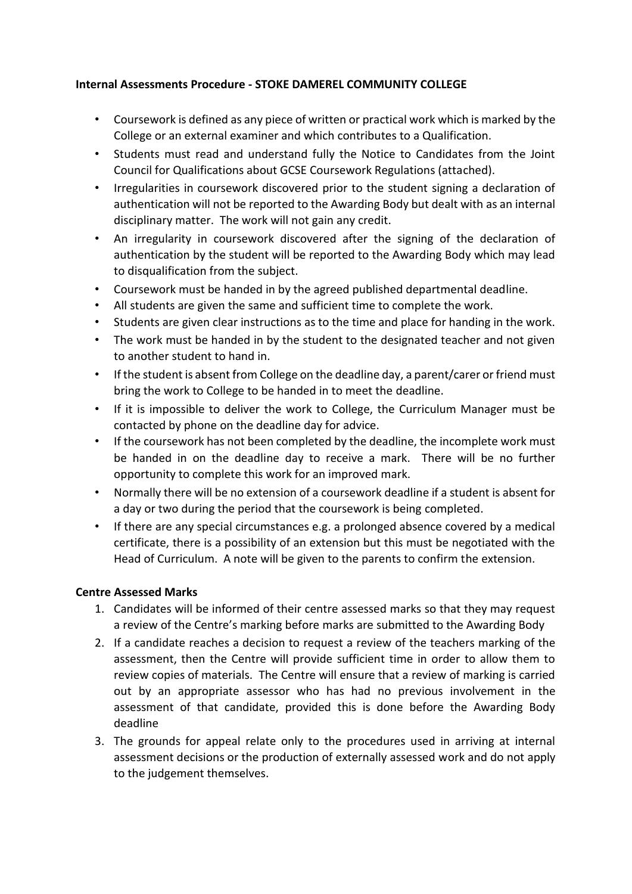**Internal Assessments Procedure - STOKE DAMEREL COMMUNITY COLLEGE**

- Coursework is defined as any piece of written or practical work which is marked by the College or an external examiner and which contributes to a Qualification.
- Students must read and understand fully the Notice to Candidates from the Joint Council for Qualifications about GCSE Coursework Regulations (attached).
- Irregularities in coursework discovered prior to the student signing a declaration of authentication will not be reported to the Awarding Body but dealt with as an internal disciplinary matter. The work will not gain any credit.
- An irregularity in coursework discovered after the signing of the declaration of authentication by the student will be reported to the Awarding Body which may lead to disqualification from the subject.
- Coursework must be handed in by the agreed published departmental deadline.
- All students are given the same and sufficient time to complete the work.
- Students are given clear instructions as to the time and place for handing in the work.
- The work must be handed in by the student to the designated teacher and not given to another student to hand in.
- If the student is absent from College on the deadline day, a parent/carer or friend must bring the work to College to be handed in to meet the deadline.
- If it is impossible to deliver the work to College, the Curriculum Manager must be contacted by phone on the deadline day for advice.
- If the coursework has not been completed by the deadline, the incomplete work must be handed in on the deadline day to receive a mark. There will be no further opportunity to complete this work for an improved mark.
- Normally there will be no extension of a coursework deadline if a student is absent for a day or two during the period that the coursework is being completed.
- If there are any special circumstances e.g. a prolonged absence covered by a medical certificate, there is a possibility of an extension but this must be negotiated with the Head of Curriculum. A note will be given to the parents to confirm the extension.

**Centre Assessed Marks**

1. Candidates will be informed of their centre assessed marks so that they may request a review of the Centre's marking before marks are submitted to the Awarding Body
2. If a candidate reaches a decision to request a review of the teachers marking of the assessment, then the Centre will provide sufficient time in order to allow them to review copies of materials. The Centre will ensure that a review of marking is carried out by an appropriate assessor who has had no previous involvement in the assessment of that candidate, provided this is done before the Awarding Body deadline
3. The grounds for appeal relate only to the procedures used in arriving at internal assessment decisions or the production of externally assessed work and do not apply to the judgement themselves.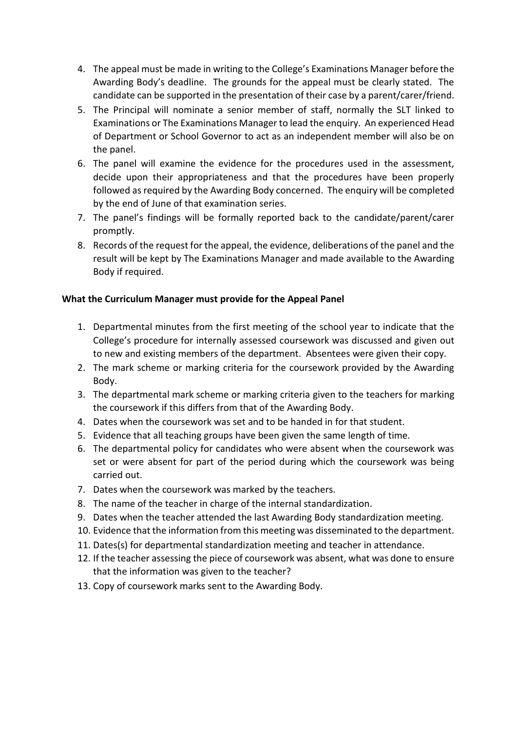4. The appeal must be made in writing to the College's Examinations Manager before the Awarding Body's deadline. The grounds for the appeal must be clearly stated. The candidate can be supported in the presentation of their case by a parent/carer/friend.
5. The Principal will nominate a senior member of staff, normally the SLT linked to Examinations or The Examinations Manager to lead the enquiry. An experienced Head of Department or School Governor to act as an independent member will also be on the panel.
6. The panel will examine the evidence for the procedures used in the assessment, decide upon their appropriateness and that the procedures have been properly followed as required by the Awarding Body concerned. The enquiry will be completed by the end of June of that examination series.
7. The panel's findings will be formally reported back to the candidate/parent/carer promptly.
8. Records of the request for the appeal, the evidence, deliberations of the panel and the result will be kept by The Examinations Manager and made available to the Awarding Body if required.

**What the Curriculum Manager must provide for the Appeal Panel**

1. Departmental minutes from the first meeting of the school year to indicate that the College's procedure for internally assessed coursework was discussed and given out to new and existing members of the department. Absentees were given their copy.
2. The mark scheme or marking criteria for the coursework provided by the Awarding Body.
3. The departmental mark scheme or marking criteria given to the teachers for marking the coursework if this differs from that of the Awarding Body.
4. Dates when the coursework was set and to be handed in for that student.
5. Evidence that all teaching groups have been given the same length of time.
6. The departmental policy for candidates who were absent when the coursework was set or were absent for part of the period during which the coursework was being carried out.
7. Dates when the coursework was marked by the teachers.
8. The name of the teacher in charge of the internal standardization.
9. Dates when the teacher attended the last Awarding Body standardization meeting.
10. Evidence that the information from this meeting was disseminated to the department.
11. Dates(s) for departmental standardization meeting and teacher in attendance.
12. If the teacher assessing the piece of coursework was absent, what was done to ensure that the information was given to the teacher?
13. Copy of coursework marks sent to the Awarding Body.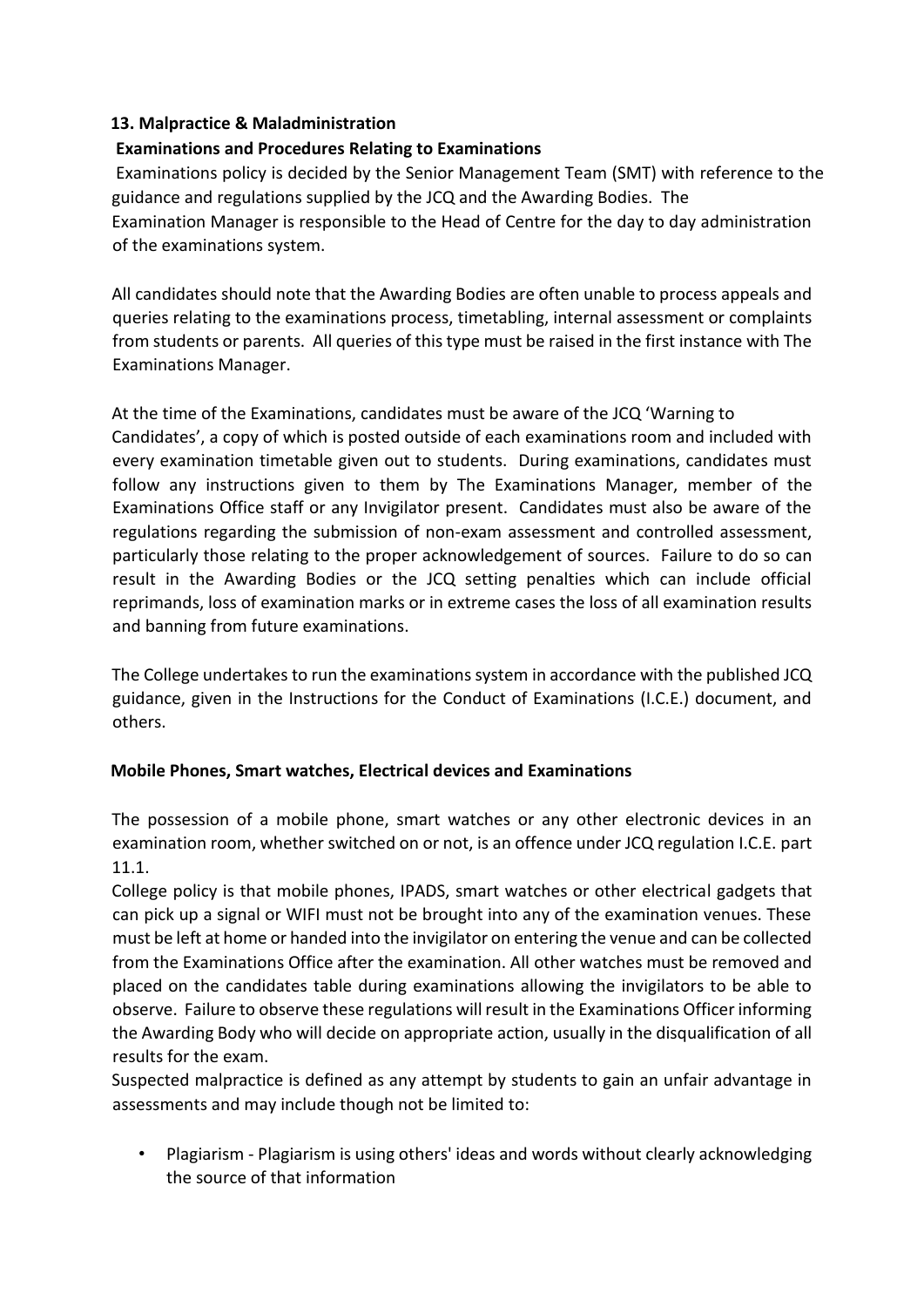## 13. Malpractice & Maladministration

### Examinations and Procedures Relating to Examinations

Examinations policy is decided by the Senior Management Team (SMT) with reference to the guidance and regulations supplied by the JCQ and the Awarding Bodies. The Examination Manager is responsible to the Head of Centre for the day to day administration of the examinations system.

All candidates should note that the Awarding Bodies are often unable to process appeals and queries relating to the examinations process, timetabling, internal assessment or complaints from students or parents. All queries of this type must be raised in the first instance with The Examinations Manager.

At the time of the Examinations, candidates must be aware of the JCQ 'Warning to Candidates', a copy of which is posted outside of each examinations room and included with every examination timetable given out to students. During examinations, candidates must follow any instructions given to them by The Examinations Manager, member of the Examinations Office staff or any Invigilator present. Candidates must also be aware of the regulations regarding the submission of non-exam assessment and controlled assessment, particularly those relating to the proper acknowledgement of sources. Failure to do so can result in the Awarding Bodies or the JCQ setting penalties which can include official reprimands, loss of examination marks or in extreme cases the loss of all examination results and banning from future examinations.

The College undertakes to run the examinations system in accordance with the published JCQ guidance, given in the Instructions for the Conduct of Examinations (I.C.E.) document, and others.

### Mobile Phones, Smart watches, Electrical devices and Examinations

The possession of a mobile phone, smart watches or any other electronic devices in an examination room, whether switched on or not, is an offence under JCQ regulation I.C.E. part 11.1.

College policy is that mobile phones, IPADS, smart watches or other electrical gadgets that can pick up a signal or WIFI must not be brought into any of the examination venues. These must be left at home or handed into the invigilator on entering the venue and can be collected from the Examinations Office after the examination. All other watches must be removed and placed on the candidates table during examinations allowing the invigilators to be able to observe. Failure to observe these regulations will result in the Examinations Officer informing the Awarding Body who will decide on appropriate action, usually in the disqualification of all results for the exam.

Suspected malpractice is defined as any attempt by students to gain an unfair advantage in assessments and may include though not be limited to:

- Plagiarism - Plagiarism is using others' ideas and words without clearly acknowledging the source of that information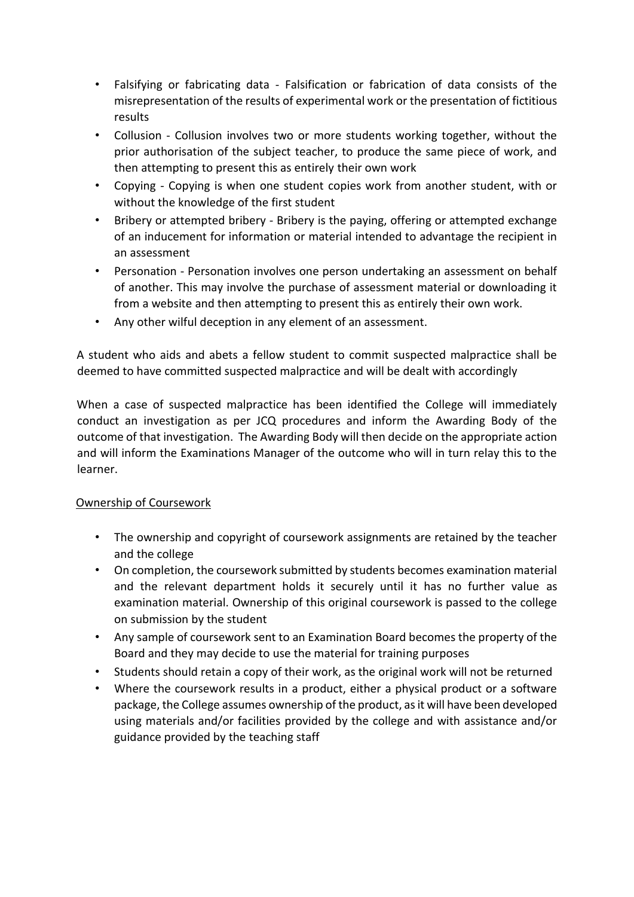- Falsifying or fabricating data - Falsification or fabrication of data consists of the misrepresentation of the results of experimental work or the presentation of fictitious results
- Collusion - Collusion involves two or more students working together, without the prior authorisation of the subject teacher, to produce the same piece of work, and then attempting to present this as entirely their own work
- Copying - Copying is when one student copies work from another student, with or without the knowledge of the first student
- Bribery or attempted bribery - Bribery is the paying, offering or attempted exchange of an inducement for information or material intended to advantage the recipient in an assessment
- Personation - Personation involves one person undertaking an assessment on behalf of another. This may involve the purchase of assessment material or downloading it from a website and then attempting to present this as entirely their own work.
- Any other wilful deception in any element of an assessment.

A student who aids and abets a fellow student to commit suspected malpractice shall be deemed to have committed suspected malpractice and will be dealt with accordingly

When a case of suspected malpractice has been identified the College will immediately conduct an investigation as per JCQ procedures and inform the Awarding Body of the outcome of that investigation. The Awarding Body will then decide on the appropriate action and will inform the Examinations Manager of the outcome who will in turn relay this to the learner.

<u>Ownership of Coursework</u>

- The ownership and copyright of coursework assignments are retained by the teacher and the college
- On completion, the coursework submitted by students becomes examination material and the relevant department holds it securely until it has no further value as examination material. Ownership of this original coursework is passed to the college on submission by the student
- Any sample of coursework sent to an Examination Board becomes the property of the Board and they may decide to use the material for training purposes
- Students should retain a copy of their work, as the original work will not be returned
- Where the coursework results in a product, either a physical product or a software package, the College assumes ownership of the product, as it will have been developed using materials and/or facilities provided by the college and with assistance and/or guidance provided by the teaching staff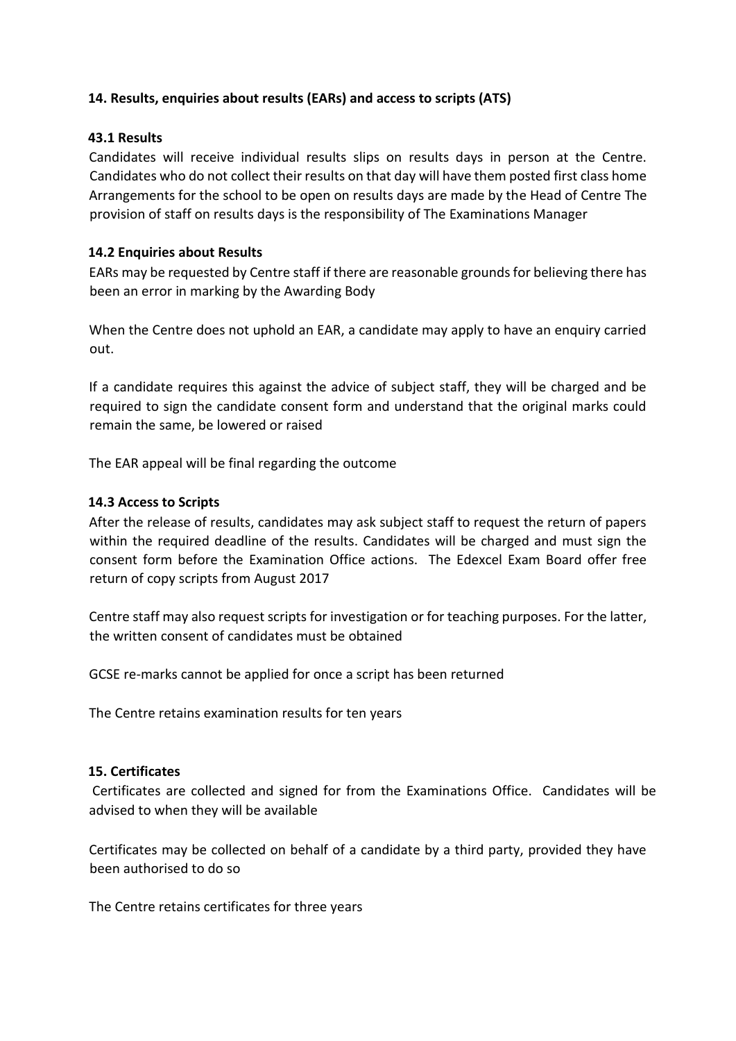#### 14. Results, enquiries about results (EARs) and access to scripts (ATS)

#### 43.1 Results

Candidates will receive individual results slips on results days in person at the Centre. Candidates who do not collect their results on that day will have them posted first class home Arrangements for the school to be open on results days are made by the Head of Centre The provision of staff on results days is the responsibility of The Examinations Manager

#### 14.2 Enquiries about Results

EARs may be requested by Centre staff if there are reasonable grounds for believing there has been an error in marking by the Awarding Body

When the Centre does not uphold an EAR, a candidate may apply to have an enquiry carried out.

If a candidate requires this against the advice of subject staff, they will be charged and be required to sign the candidate consent form and understand that the original marks could remain the same, be lowered or raised

The EAR appeal will be final regarding the outcome

#### 14.3 Access to Scripts

After the release of results, candidates may ask subject staff to request the return of papers within the required deadline of the results. Candidates will be charged and must sign the consent form before the Examination Office actions. The Edexcel Exam Board offer free return of copy scripts from August 2017

Centre staff may also request scripts for investigation or for teaching purposes. For the latter, the written consent of candidates must be obtained

GCSE re-marks cannot be applied for once a script has been returned

The Centre retains examination results for ten years

#### 15. Certificates

Certificates are collected and signed for from the Examinations Office. Candidates will be advised to when they will be available

Certificates may be collected on behalf of a candidate by a third party, provided they have been authorised to do so

The Centre retains certificates for three years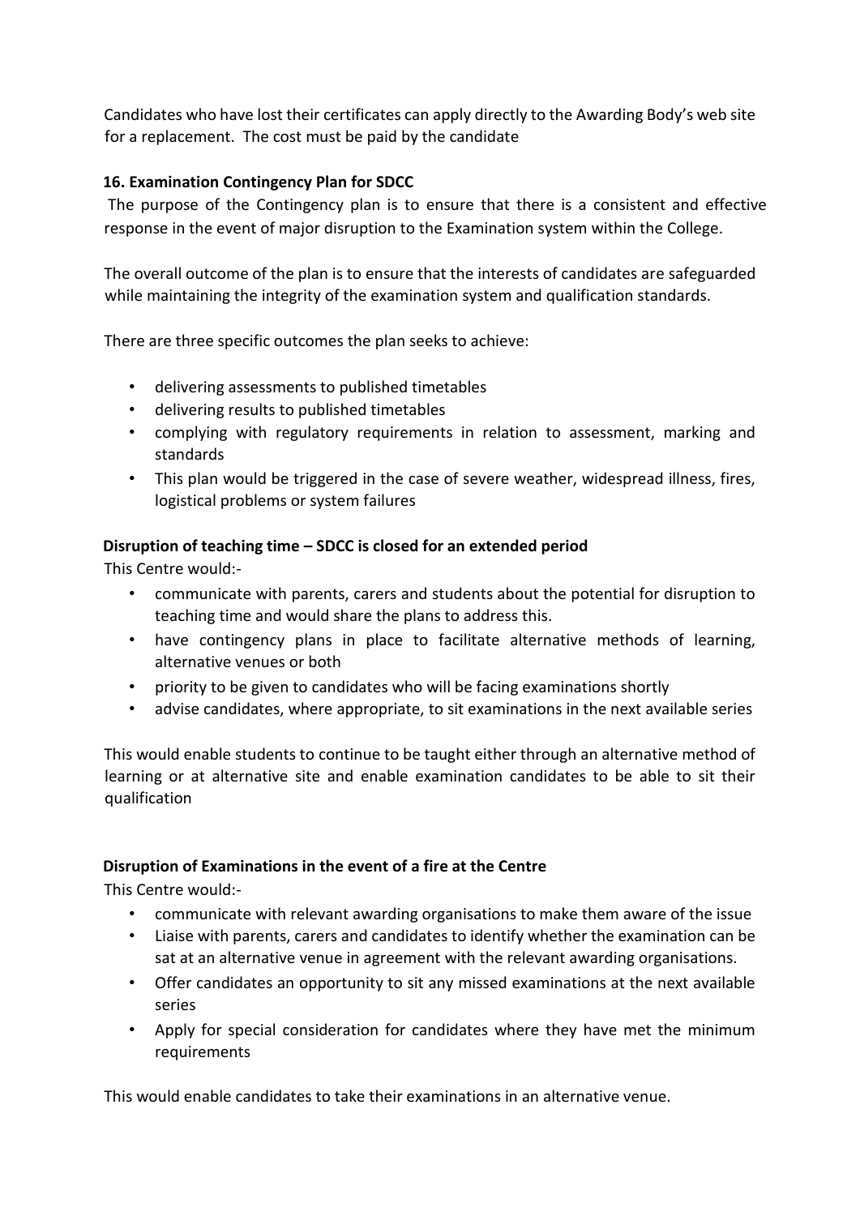Candidates who have lost their certificates can apply directly to the Awarding Body's web site for a replacement. The cost must be paid by the candidate

## 16. Examination Contingency Plan for SDCC

The purpose of the Contingency plan is to ensure that there is a consistent and effective response in the event of major disruption to the Examination system within the College.

The overall outcome of the plan is to ensure that the interests of candidates are safeguarded while maintaining the integrity of the examination system and qualification standards.

There are three specific outcomes the plan seeks to achieve:

- delivering assessments to published timetables
- delivering results to published timetables
- complying with regulatory requirements in relation to assessment, marking and standards
- This plan would be triggered in the case of severe weather, widespread illness, fires, logistical problems or system failures

### Disruption of teaching time – SDCC is closed for an extended period

This Centre would:-

- communicate with parents, carers and students about the potential for disruption to teaching time and would share the plans to address this.
- have contingency plans in place to facilitate alternative methods of learning, alternative venues or both
- priority to be given to candidates who will be facing examinations shortly
- advise candidates, where appropriate, to sit examinations in the next available series

This would enable students to continue to be taught either through an alternative method of learning or at alternative site and enable examination candidates to be able to sit their qualification

### Disruption of Examinations in the event of a fire at the Centre

This Centre would:-

- communicate with relevant awarding organisations to make them aware of the issue
- Liaise with parents, carers and candidates to identify whether the examination can be sat at an alternative venue in agreement with the relevant awarding organisations.
- Offer candidates an opportunity to sit any missed examinations at the next available series
- Apply for special consideration for candidates where they have met the minimum requirements

This would enable candidates to take their examinations in an alternative venue.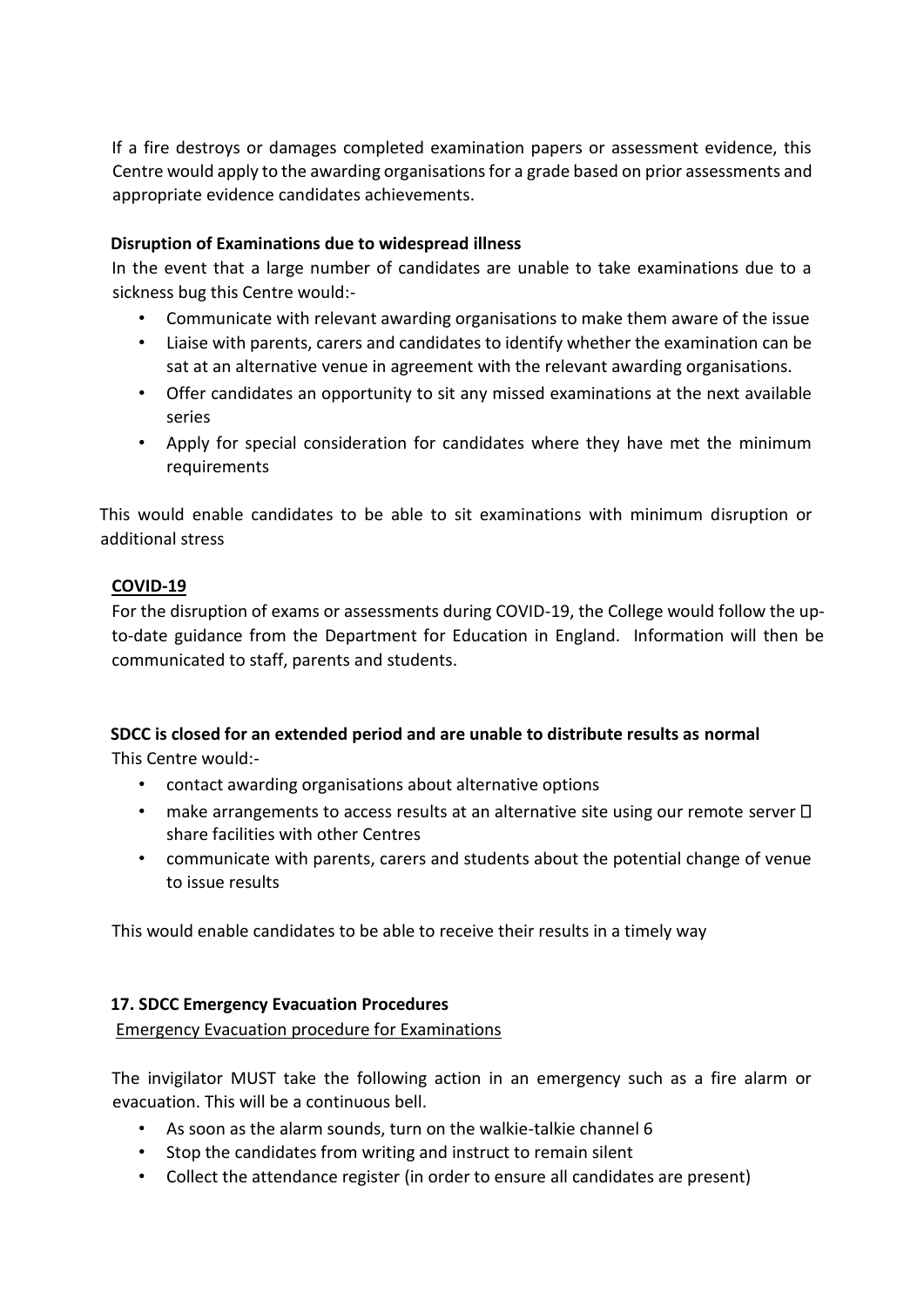If a fire destroys or damages completed examination papers or assessment evidence, this Centre would apply to the awarding organisations for a grade based on prior assessments and appropriate evidence candidates achievements.

**Disruption of Examinations due to widespread illness**

In the event that a large number of candidates are unable to take examinations due to a sickness bug this Centre would:-

- Communicate with relevant awarding organisations to make them aware of the issue
- Liaise with parents, carers and candidates to identify whether the examination can be sat at an alternative venue in agreement with the relevant awarding organisations.
- Offer candidates an opportunity to sit any missed examinations at the next available series
- Apply for special consideration for candidates where they have met the minimum requirements

This would enable candidates to be able to sit examinations with minimum disruption or additional stress

**COVID-19**

For the disruption of exams or assessments during COVID-19, the College would follow the up-to-date guidance from the Department for Education in England. Information will then be communicated to staff, parents and students.

**SDCC is closed for an extended period and are unable to distribute results as normal**

This Centre would:-

- contact awarding organisations about alternative options
- make arrangements to access results at an alternative site using our remote server  share facilities with other Centres
- communicate with parents, carers and students about the potential change of venue to issue results

This would enable candidates to be able to receive their results in a timely way

**17. SDCC Emergency Evacuation Procedures**

Emergency Evacuation procedure for Examinations

The invigilator MUST take the following action in an emergency such as a fire alarm or evacuation. This will be a continuous bell.

- As soon as the alarm sounds, turn on the walkie-talkie channel 6
- Stop the candidates from writing and instruct to remain silent
- Collect the attendance register (in order to ensure all candidates are present)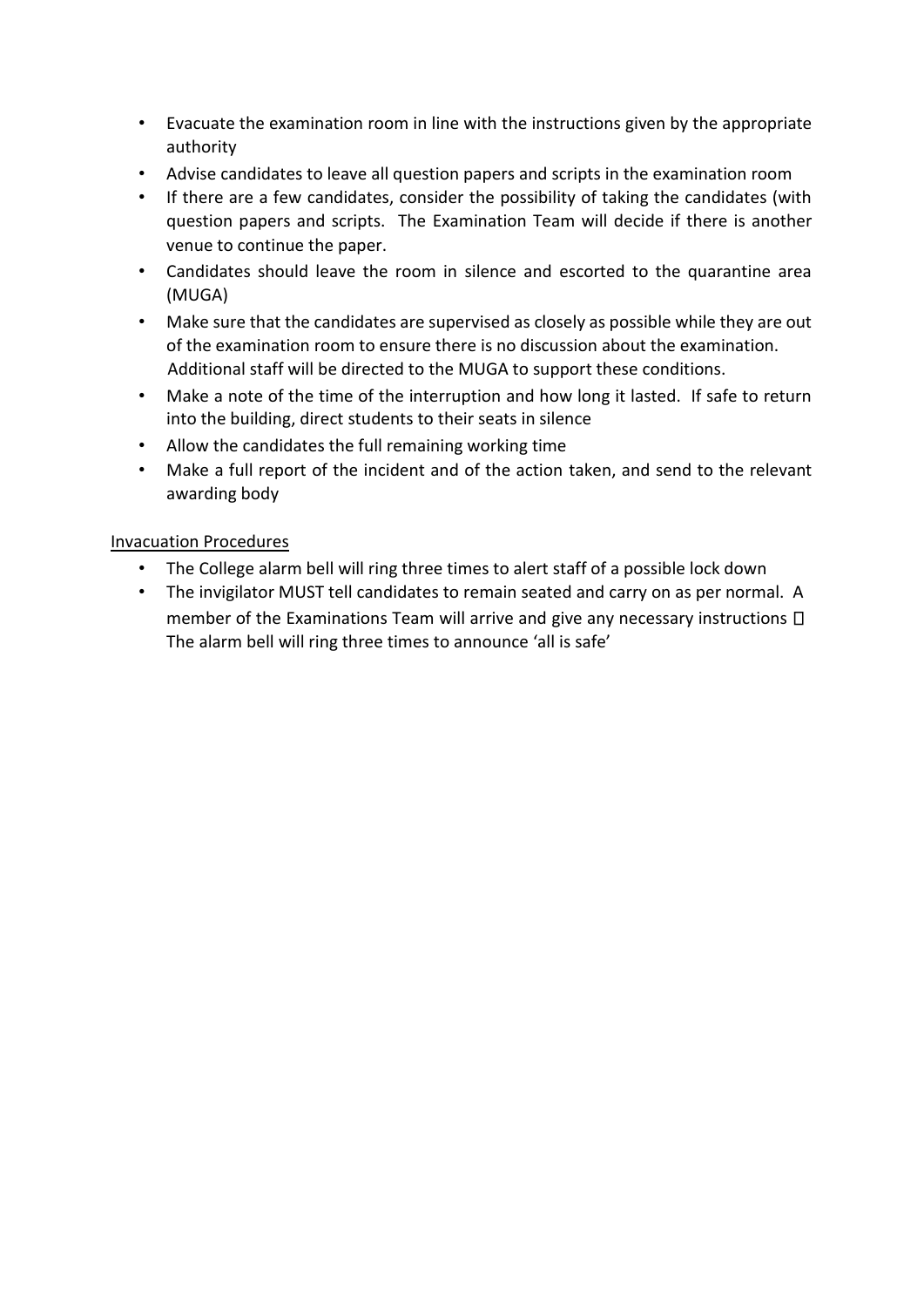- Evacuate the examination room in line with the instructions given by the appropriate authority
- Advise candidates to leave all question papers and scripts in the examination room
- If there are a few candidates, consider the possibility of taking the candidates (with question papers and scripts. The Examination Team will decide if there is another venue to continue the paper.
- Candidates should leave the room in silence and escorted to the quarantine area (MUGA)
- Make sure that the candidates are supervised as closely as possible while they are out of the examination room to ensure there is no discussion about the examination. Additional staff will be directed to the MUGA to support these conditions.
- Make a note of the time of the interruption and how long it lasted. If safe to return into the building, direct students to their seats in silence
- Allow the candidates the full remaining working time
- Make a full report of the incident and of the action taken, and send to the relevant awarding body

<u>Invacuation Procedures</u>

- The College alarm bell will ring three times to alert staff of a possible lock down
- The invigilator MUST tell candidates to remain seated and carry on as per normal. A member of the Examinations Team will arrive and give any necessary instructions  The alarm bell will ring three times to announce 'all is safe'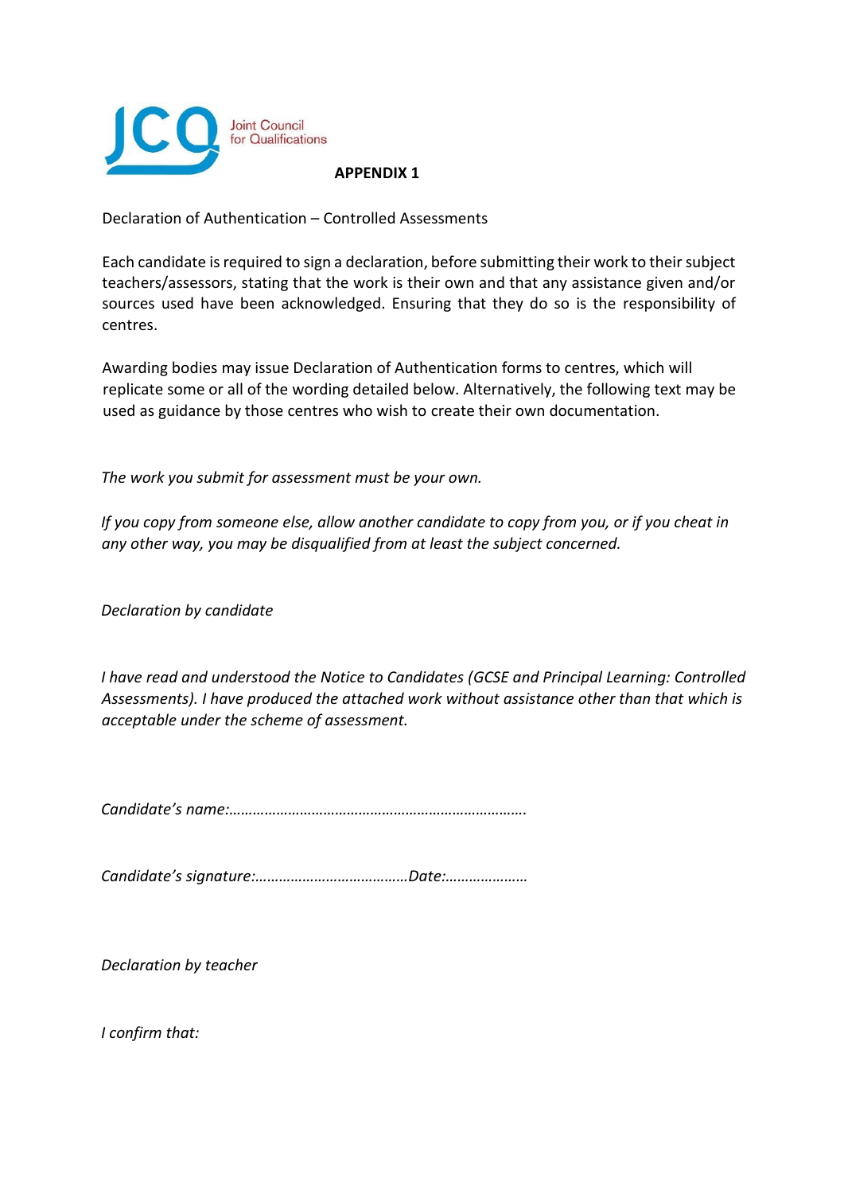Joint Council for Qualifications

**APPENDIX 1**

Declaration of Authentication – Controlled Assessments

Each candidate is required to sign a declaration, before submitting their work to their subject teachers/assessors, stating that the work is their own and that any assistance given and/or sources used have been acknowledged. Ensuring that they do so is the responsibility of centres.

Awarding bodies may issue Declaration of Authentication forms to centres, which will replicate some or all of the wording detailed below. Alternatively, the following text may be used as guidance by those centres who wish to create their own documentation.

*The work you submit for assessment must be your own.*

*If you copy from someone else, allow another candidate to copy from you, or if you cheat in any other way, you may be disqualified from at least the subject concerned.*

*Declaration by candidate*

*I have read and understood the Notice to Candidates (GCSE and Principal Learning: Controlled Assessments). I have produced the attached work without assistance other than that which is acceptable under the scheme of assessment.*

*Candidate's name:……………………………………………………………….*

*Candidate's signature:…………………………………Date:…………………*

*Declaration by teacher*

*I confirm that:*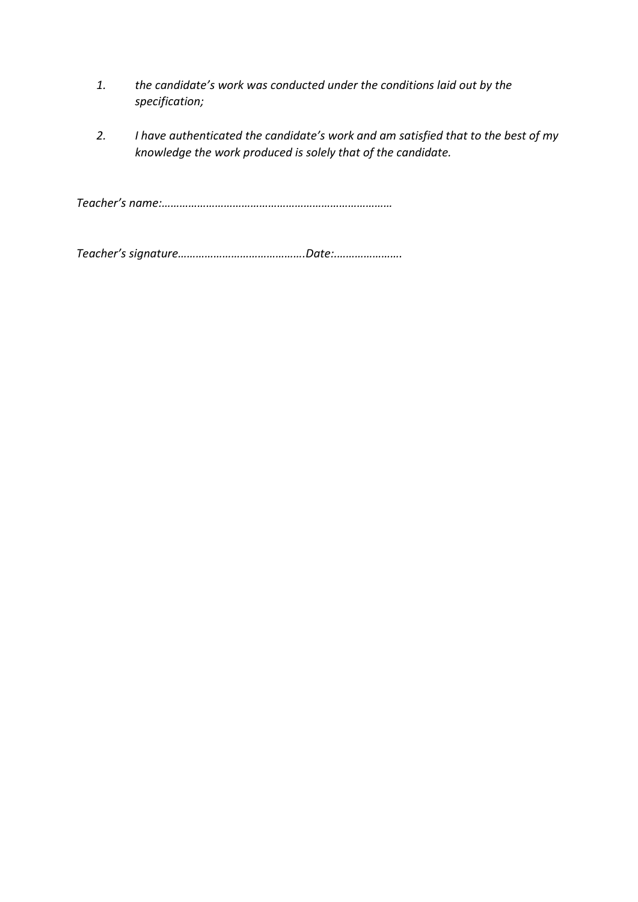1. *the candidate's work was conducted under the conditions laid out by the specification;*

2. *I have authenticated the candidate's work and am satisfied that to the best of my knowledge the work produced is solely that of the candidate.*

*Teacher's name:……………………………………………………………………*

*Teacher's signature…………………………………….Date:…………………..*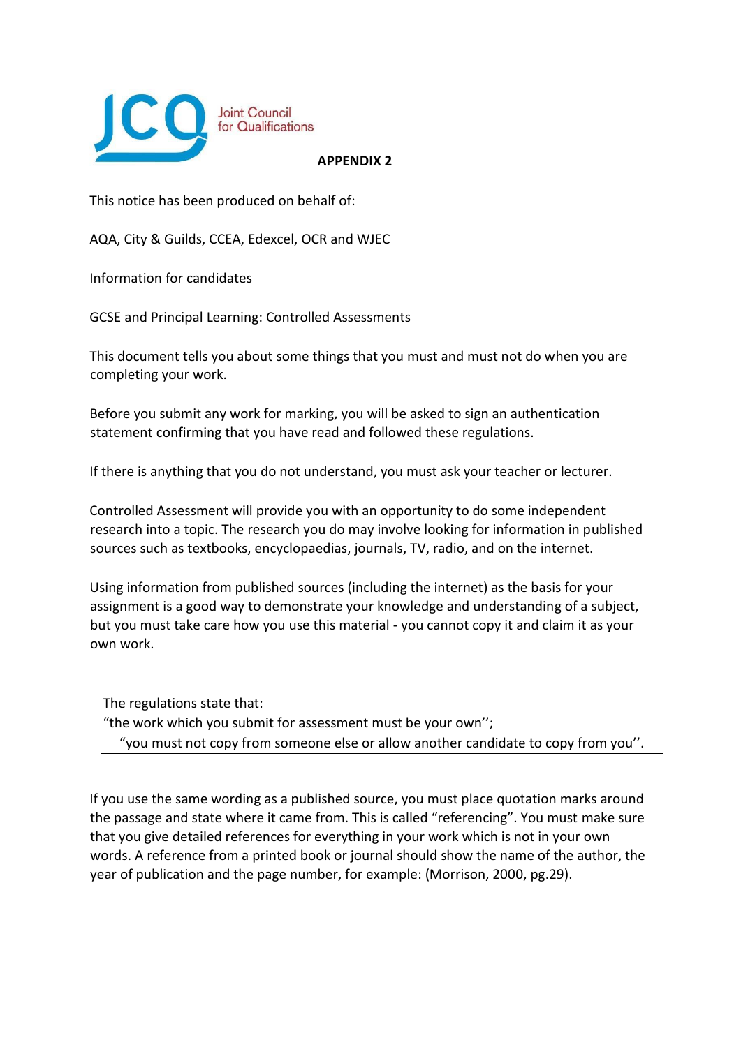Joint Council for Qualifications

**APPENDIX 2**

This notice has been produced on behalf of:

AQA, City & Guilds, CCEA, Edexcel, OCR and WJEC

Information for candidates

GCSE and Principal Learning: Controlled Assessments

This document tells you about some things that you must and must not do when you are completing your work.

Before you submit any work for marking, you will be asked to sign an authentication statement confirming that you have read and followed these regulations.

If there is anything that you do not understand, you must ask your teacher or lecturer.

Controlled Assessment will provide you with an opportunity to do some independent research into a topic. The research you do may involve looking for information in published sources such as textbooks, encyclopaedias, journals, TV, radio, and on the internet.

Using information from published sources (including the internet) as the basis for your assignment is a good way to demonstrate your knowledge and understanding of a subject, but you must take care how you use this material - you cannot copy it and claim it as your own work.

> The regulations state that:
> "the work which you submit for assessment must be your own'';
> "you must not copy from someone else or allow another candidate to copy from you''.

If you use the same wording as a published source, you must place quotation marks around the passage and state where it came from. This is called "referencing". You must make sure that you give detailed references for everything in your work which is not in your own words. A reference from a printed book or journal should show the name of the author, the year of publication and the page number, for example: (Morrison, 2000, pg.29).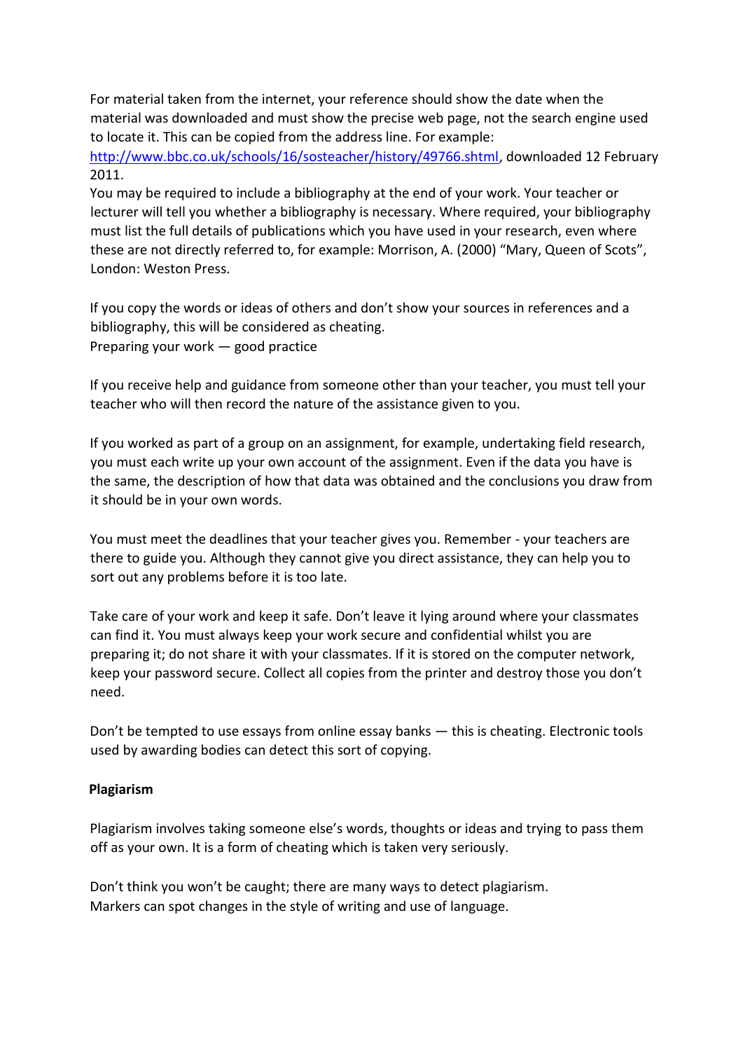For material taken from the internet, your reference should show the date when the material was downloaded and must show the precise web page, not the search engine used to locate it. This can be copied from the address line. For example: http://www.bbc.co.uk/schools/16/sosteacher/history/49766.shtml, downloaded 12 February 2011.

You may be required to include a bibliography at the end of your work. Your teacher or lecturer will tell you whether a bibliography is necessary. Where required, your bibliography must list the full details of publications which you have used in your research, even where these are not directly referred to, for example: Morrison, A. (2000) "Mary, Queen of Scots", London: Weston Press.

If you copy the words or ideas of others and don't show your sources in references and a bibliography, this will be considered as cheating.

Preparing your work — good practice

If you receive help and guidance from someone other than your teacher, you must tell your teacher who will then record the nature of the assistance given to you.

If you worked as part of a group on an assignment, for example, undertaking field research, you must each write up your own account of the assignment. Even if the data you have is the same, the description of how that data was obtained and the conclusions you draw from it should be in your own words.

You must meet the deadlines that your teacher gives you. Remember - your teachers are there to guide you. Although they cannot give you direct assistance, they can help you to sort out any problems before it is too late.

Take care of your work and keep it safe. Don't leave it lying around where your classmates can find it. You must always keep your work secure and confidential whilst you are preparing it; do not share it with your classmates. If it is stored on the computer network, keep your password secure. Collect all copies from the printer and destroy those you don't need.

Don't be tempted to use essays from online essay banks — this is cheating. Electronic tools used by awarding bodies can detect this sort of copying.

**Plagiarism**

Plagiarism involves taking someone else's words, thoughts or ideas and trying to pass them off as your own. It is a form of cheating which is taken very seriously.

Don't think you won't be caught; there are many ways to detect plagiarism.
Markers can spot changes in the style of writing and use of language.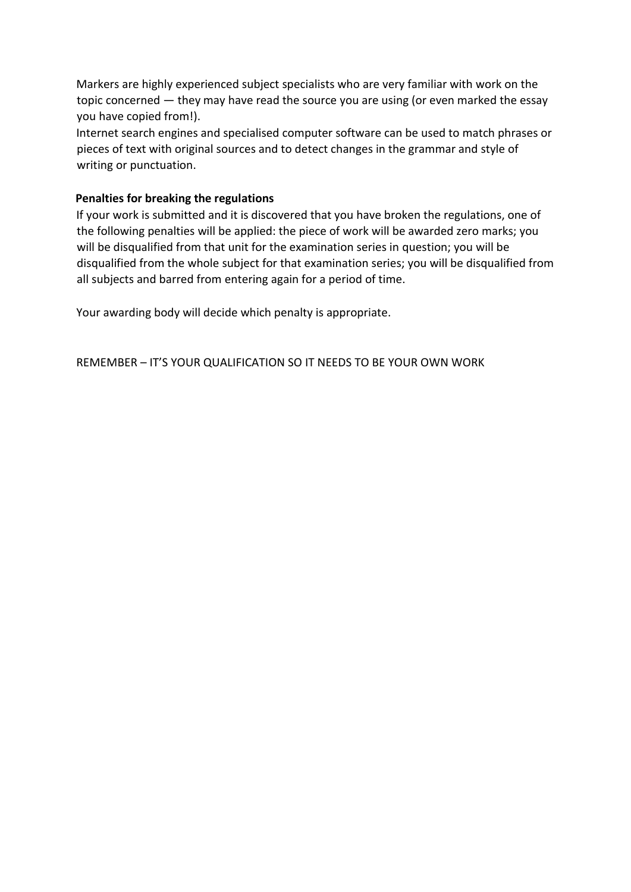Markers are highly experienced subject specialists who are very familiar with work on the topic concerned — they may have read the source you are using (or even marked the essay you have copied from!).

Internet search engines and specialised computer software can be used to match phrases or pieces of text with original sources and to detect changes in the grammar and style of writing or punctuation.

**Penalties for breaking the regulations**

If your work is submitted and it is discovered that you have broken the regulations, one of the following penalties will be applied: the piece of work will be awarded zero marks; you will be disqualified from that unit for the examination series in question; you will be disqualified from the whole subject for that examination series; you will be disqualified from all subjects and barred from entering again for a period of time.

Your awarding body will decide which penalty is appropriate.

REMEMBER – IT'S YOUR QUALIFICATION SO IT NEEDS TO BE YOUR OWN WORK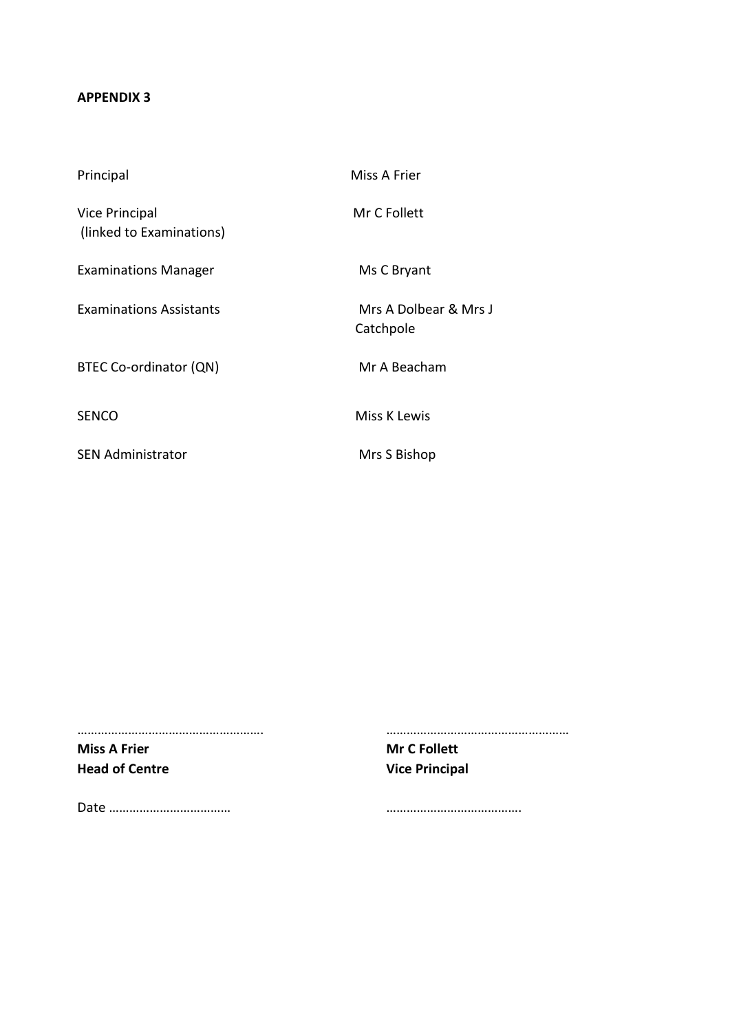**APPENDIX 3**

| | |
|---|---|
| Principal | Miss A Frier |
| Vice Principal (linked to Examinations) | Mr C Follett |
| Examinations Manager | Ms C Bryant |
| Examinations Assistants | Mrs A Dolbear & Mrs J Catchpole |
| BTEC Co-ordinator (QN) | Mr A Beacham |
| SENCO | Miss K Lewis |
| SEN Administrator | Mrs S Bishop |

……………………………………………….

**Miss A Frier**
**Head of Centre**

Date ………………………………

………………………………………………

**Mr C Follett**
**Vice Principal**

………………………………….